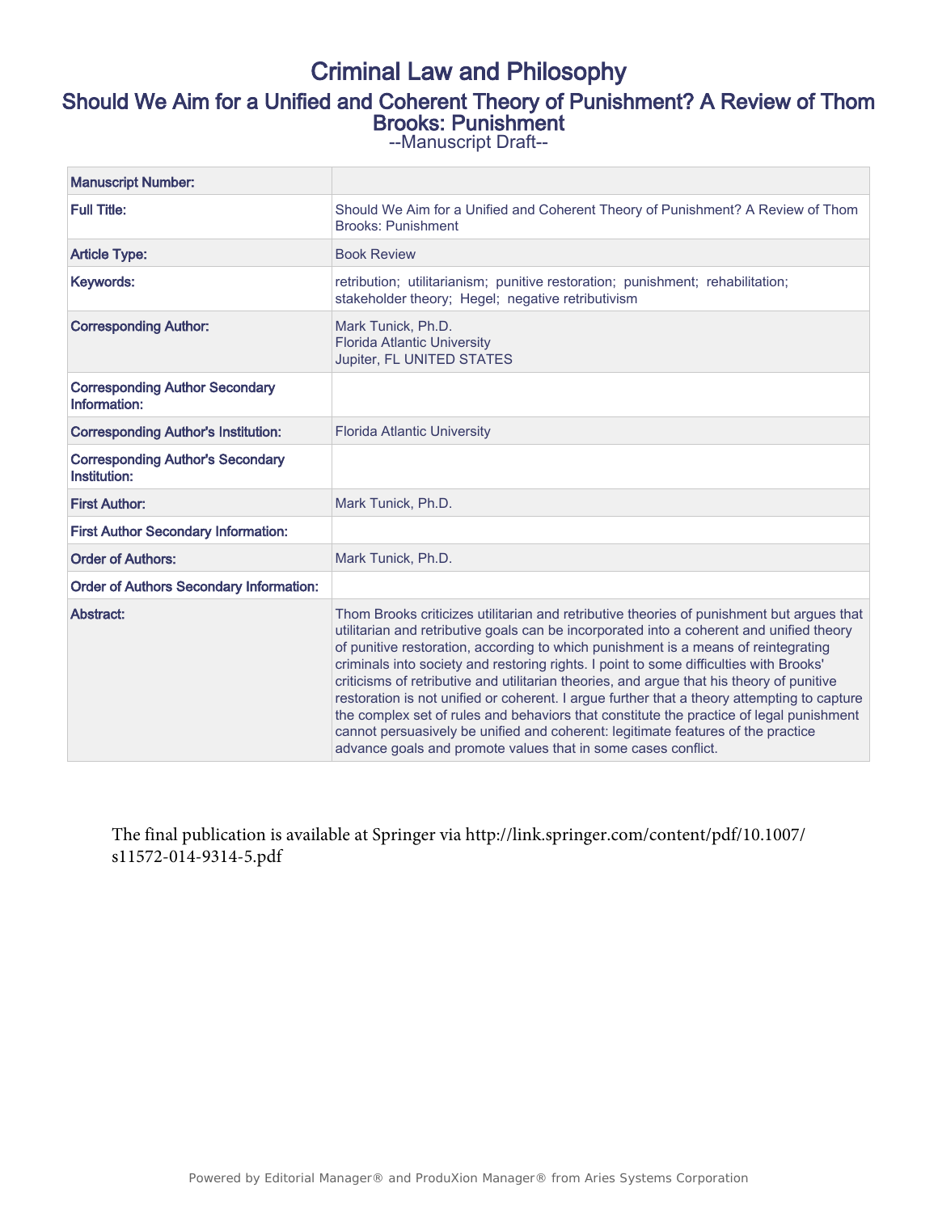# Criminal Law and Philosophy

## Should We Aim for a Unified and Coherent Theory of Punishment? A Review of Thom Brooks: Punishment

--Manuscript Draft--

| Manuscript Number: | |
| --- | --- |
| **Full Title:** | Should We Aim for a Unified and Coherent Theory of Punishment? A Review of Thom Brooks: Punishment |
| **Article Type:** | Book Review |
| **Keywords:** | retribution; utilitarianism; punitive restoration; punishment; rehabilitation; stakeholder theory; Hegel; negative retributivism |
| **Corresponding Author:** | Mark Tunick, Ph.D.<br>Florida Atlantic University<br>Jupiter, FL UNITED STATES |
| **Corresponding Author Secondary Information:** | |
| **Corresponding Author's Institution:** | Florida Atlantic University |
| **Corresponding Author's Secondary Institution:** | |
| **First Author:** | Mark Tunick, Ph.D. |
| **First Author Secondary Information:** | |
| **Order of Authors:** | Mark Tunick, Ph.D. |
| **Order of Authors Secondary Information:** | |
| **Abstract:** | Thom Brooks criticizes utilitarian and retributive theories of punishment but argues that utilitarian and retributive goals can be incorporated into a coherent and unified theory of punitive restoration, according to which punishment is a means of reintegrating criminals into society and restoring rights. I point to some difficulties with Brooks' criticisms of retributive and utilitarian theories, and argue that his theory of punitive restoration is not unified or coherent. I argue further that a theory attempting to capture the complex set of rules and behaviors that constitute the practice of legal punishment cannot persuasively be unified and coherent: legitimate features of the practice advance goals and promote values that in some cases conflict. |

The final publication is available at Springer via http://link.springer.com/content/pdf/10.1007/s11572-014-9314-5.pdf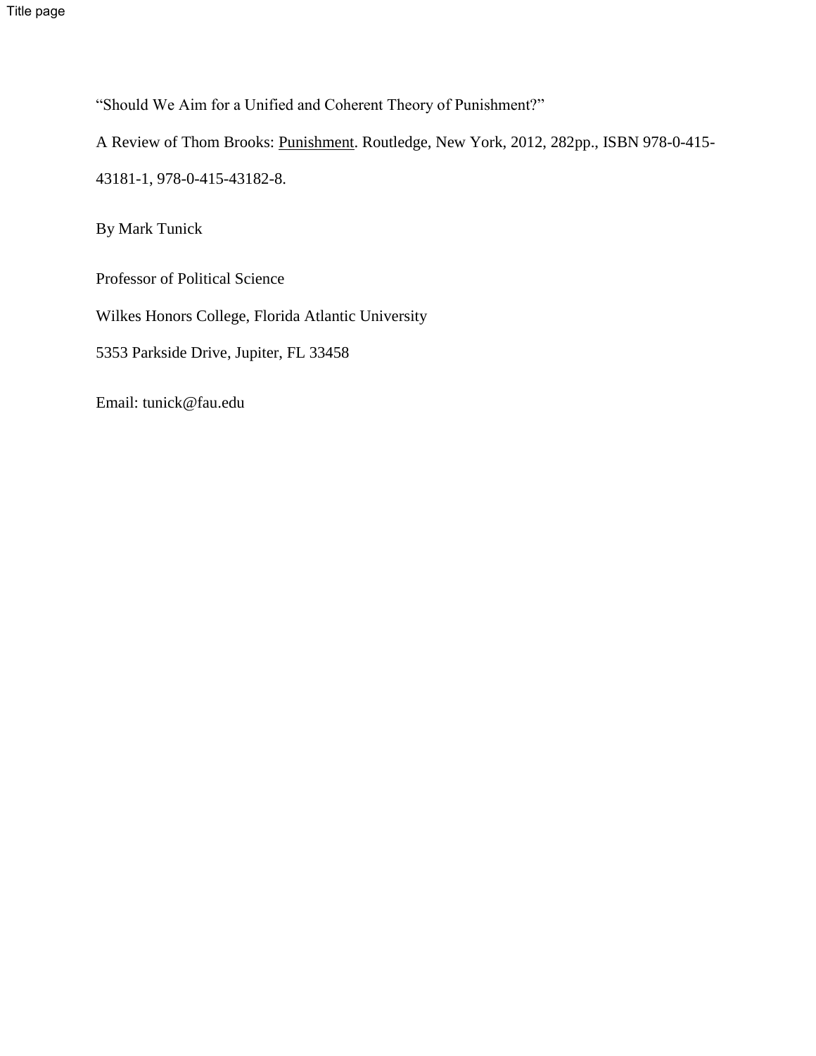"Should We Aim for a Unified and Coherent Theory of Punishment?"

A Review of Thom Brooks: Punishment. Routledge, New York, 2012, 282pp., ISBN 978-0-415-43181-1, 978-0-415-43182-8.

By Mark Tunick

Professor of Political Science

Wilkes Honors College, Florida Atlantic University

5353 Parkside Drive, Jupiter, FL 33458

Email: tunick@fau.edu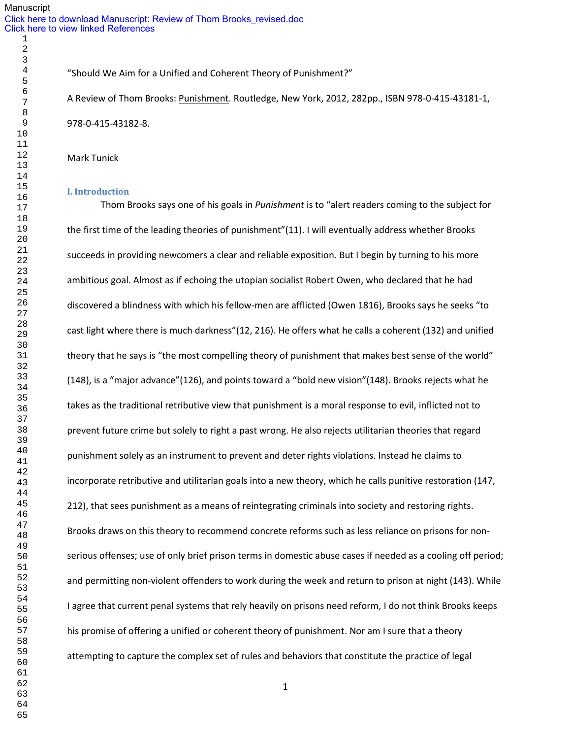"Should We Aim for a Unified and Coherent Theory of Punishment?"

A Review of Thom Brooks: Punishment. Routledge, New York, 2012, 282pp., ISBN 978-0-415-43181-1, 978-0-415-43182-8.

Mark Tunick

## I. Introduction

Thom Brooks says one of his goals in *Punishment* is to "alert readers coming to the subject for the first time of the leading theories of punishment"(11). I will eventually address whether Brooks succeeds in providing newcomers a clear and reliable exposition. But I begin by turning to his more ambitious goal. Almost as if echoing the utopian socialist Robert Owen, who declared that he had discovered a blindness with which his fellow-men are afflicted (Owen 1816), Brooks says he seeks "to cast light where there is much darkness"(12, 216). He offers what he calls a coherent (132) and unified theory that he says is "the most compelling theory of punishment that makes best sense of the world" (148), is a "major advance"(126), and points toward a "bold new vision"(148). Brooks rejects what he takes as the traditional retributive view that punishment is a moral response to evil, inflicted not to prevent future crime but solely to right a past wrong. He also rejects utilitarian theories that regard punishment solely as an instrument to prevent and deter rights violations. Instead he claims to incorporate retributive and utilitarian goals into a new theory, which he calls punitive restoration (147, 212), that sees punishment as a means of reintegrating criminals into society and restoring rights. Brooks draws on this theory to recommend concrete reforms such as less reliance on prisons for non-serious offenses; use of only brief prison terms in domestic abuse cases if needed as a cooling off period; and permitting non-violent offenders to work during the week and return to prison at night (143). While I agree that current penal systems that rely heavily on prisons need reform, I do not think Brooks keeps his promise of offering a unified or coherent theory of punishment. Nor am I sure that a theory attempting to capture the complex set of rules and behaviors that constitute the practice of legal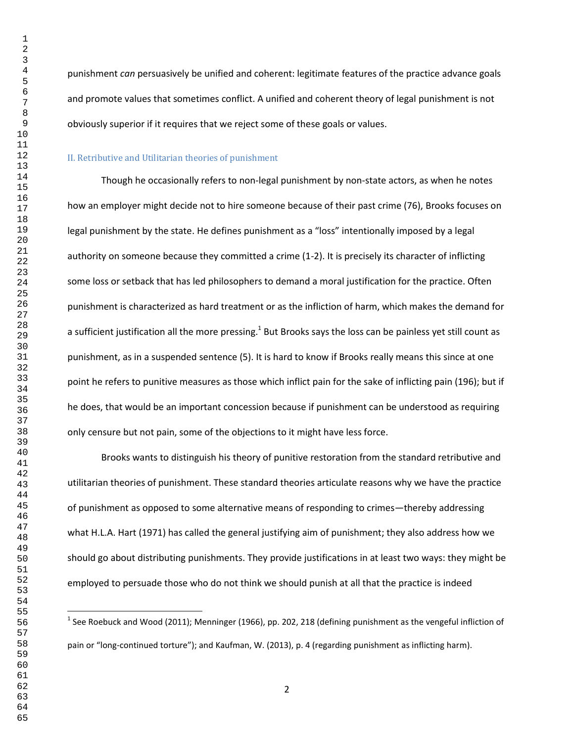punishment *can* persuasively be unified and coherent: legitimate features of the practice advance goals and promote values that sometimes conflict. A unified and coherent theory of legal punishment is not obviously superior if it requires that we reject some of these goals or values.

## II. Retributive and Utilitarian theories of punishment

Though he occasionally refers to non-legal punishment by non-state actors, as when he notes how an employer might decide not to hire someone because of their past crime (76), Brooks focuses on legal punishment by the state. He defines punishment as a "loss" intentionally imposed by a legal authority on someone because they committed a crime (1-2). It is precisely its character of inflicting some loss or setback that has led philosophers to demand a moral justification for the practice. Often punishment is characterized as hard treatment or as the infliction of harm, which makes the demand for a sufficient justification all the more pressing.[1] But Brooks says the loss can be painless yet still count as punishment, as in a suspended sentence (5). It is hard to know if Brooks really means this since at one point he refers to punitive measures as those which inflict pain for the sake of inflicting pain (196); but if he does, that would be an important concession because if punishment can be understood as requiring only censure but not pain, some of the objections to it might have less force.

Brooks wants to distinguish his theory of punitive restoration from the standard retributive and utilitarian theories of punishment. These standard theories articulate reasons why we have the practice of punishment as opposed to some alternative means of responding to crimes—thereby addressing what H.L.A. Hart (1971) has called the general justifying aim of punishment; they also address how we should go about distributing punishments. They provide justifications in at least two ways: they might be employed to persuade those who do not think we should punish at all that the practice is indeed

[1] See Roebuck and Wood (2011); Menninger (1966), pp. 202, 218 (defining punishment as the vengeful infliction of pain or "long-continued torture"); and Kaufman, W. (2013), p. 4 (regarding punishment as inflicting harm).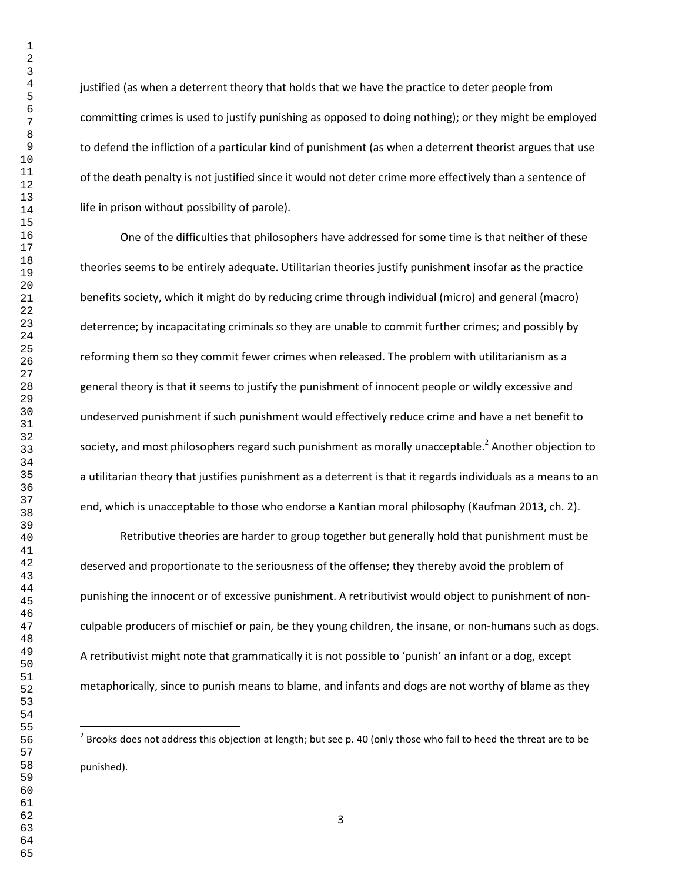justified (as when a deterrent theory that holds that we have the practice to deter people from committing crimes is used to justify punishing as opposed to doing nothing); or they might be employed to defend the infliction of a particular kind of punishment (as when a deterrent theorist argues that use of the death penalty is not justified since it would not deter crime more effectively than a sentence of life in prison without possibility of parole).

One of the difficulties that philosophers have addressed for some time is that neither of these theories seems to be entirely adequate. Utilitarian theories justify punishment insofar as the practice benefits society, which it might do by reducing crime through individual (micro) and general (macro) deterrence; by incapacitating criminals so they are unable to commit further crimes; and possibly by reforming them so they commit fewer crimes when released. The problem with utilitarianism as a general theory is that it seems to justify the punishment of innocent people or wildly excessive and undeserved punishment if such punishment would effectively reduce crime and have a net benefit to society, and most philosophers regard such punishment as morally unacceptable.[2] Another objection to a utilitarian theory that justifies punishment as a deterrent is that it regards individuals as a means to an end, which is unacceptable to those who endorse a Kantian moral philosophy (Kaufman 2013, ch. 2).

Retributive theories are harder to group together but generally hold that punishment must be deserved and proportionate to the seriousness of the offense; they thereby avoid the problem of punishing the innocent or of excessive punishment. A retributivist would object to punishment of non-culpable producers of mischief or pain, be they young children, the insane, or non-humans such as dogs. A retributivist might note that grammatically it is not possible to 'punish' an infant or a dog, except metaphorically, since to punish means to blame, and infants and dogs are not worthy of blame as they

[2] Brooks does not address this objection at length; but see p. 40 (only those who fail to heed the threat are to be punished).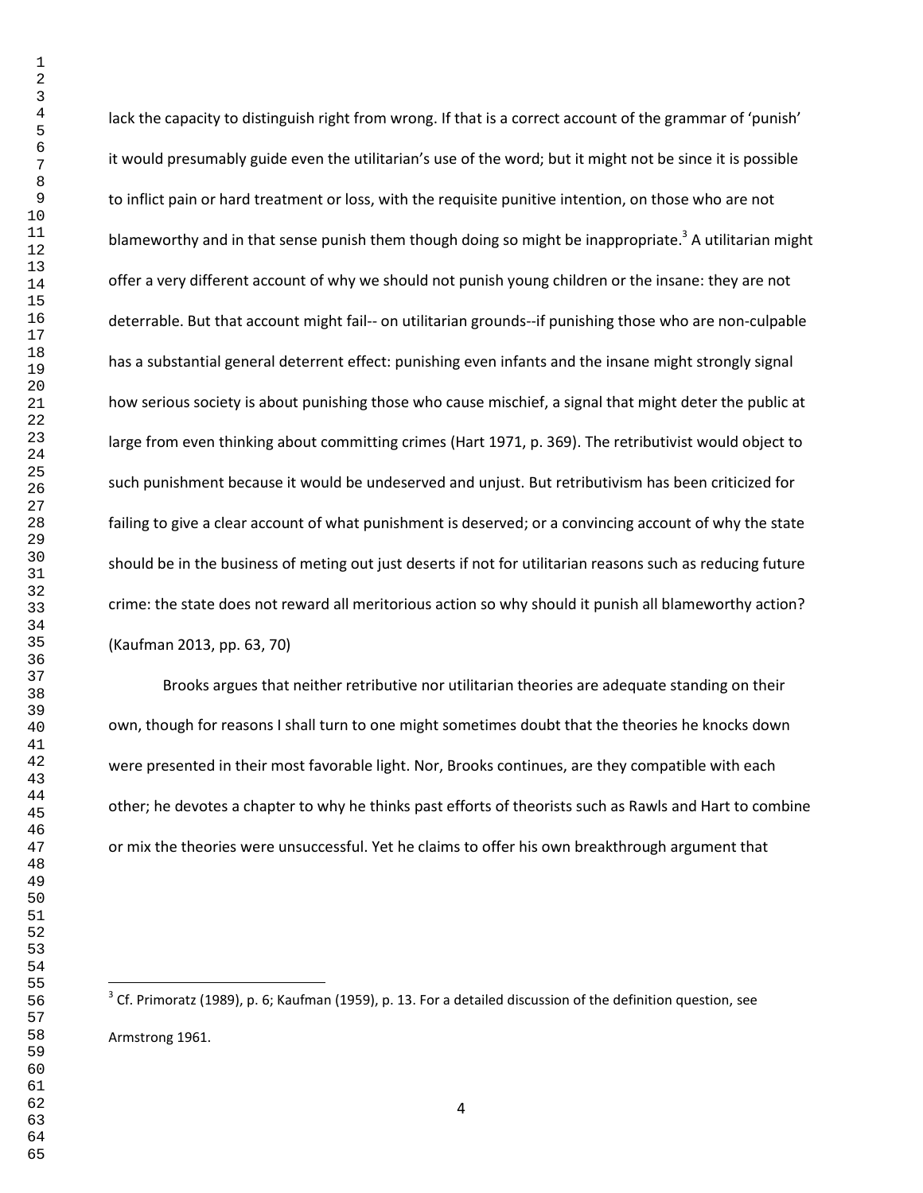lack the capacity to distinguish right from wrong. If that is a correct account of the grammar of 'punish' it would presumably guide even the utilitarian's use of the word; but it might not be since it is possible to inflict pain or hard treatment or loss, with the requisite punitive intention, on those who are not blameworthy and in that sense punish them though doing so might be inappropriate.[3] A utilitarian might offer a very different account of why we should not punish young children or the insane: they are not deterrable. But that account might fail-- on utilitarian grounds--if punishing those who are non-culpable has a substantial general deterrent effect: punishing even infants and the insane might strongly signal how serious society is about punishing those who cause mischief, a signal that might deter the public at large from even thinking about committing crimes (Hart 1971, p. 369). The retributivist would object to such punishment because it would be undeserved and unjust. But retributivism has been criticized for failing to give a clear account of what punishment is deserved; or a convincing account of why the state should be in the business of meting out just deserts if not for utilitarian reasons such as reducing future crime: the state does not reward all meritorious action so why should it punish all blameworthy action? (Kaufman 2013, pp. 63, 70)

Brooks argues that neither retributive nor utilitarian theories are adequate standing on their own, though for reasons I shall turn to one might sometimes doubt that the theories he knocks down were presented in their most favorable light. Nor, Brooks continues, are they compatible with each other; he devotes a chapter to why he thinks past efforts of theorists such as Rawls and Hart to combine or mix the theories were unsuccessful. Yet he claims to offer his own breakthrough argument that

[3] Cf. Primoratz (1989), p. 6; Kaufman (1959), p. 13. For a detailed discussion of the definition question, see Armstrong 1961.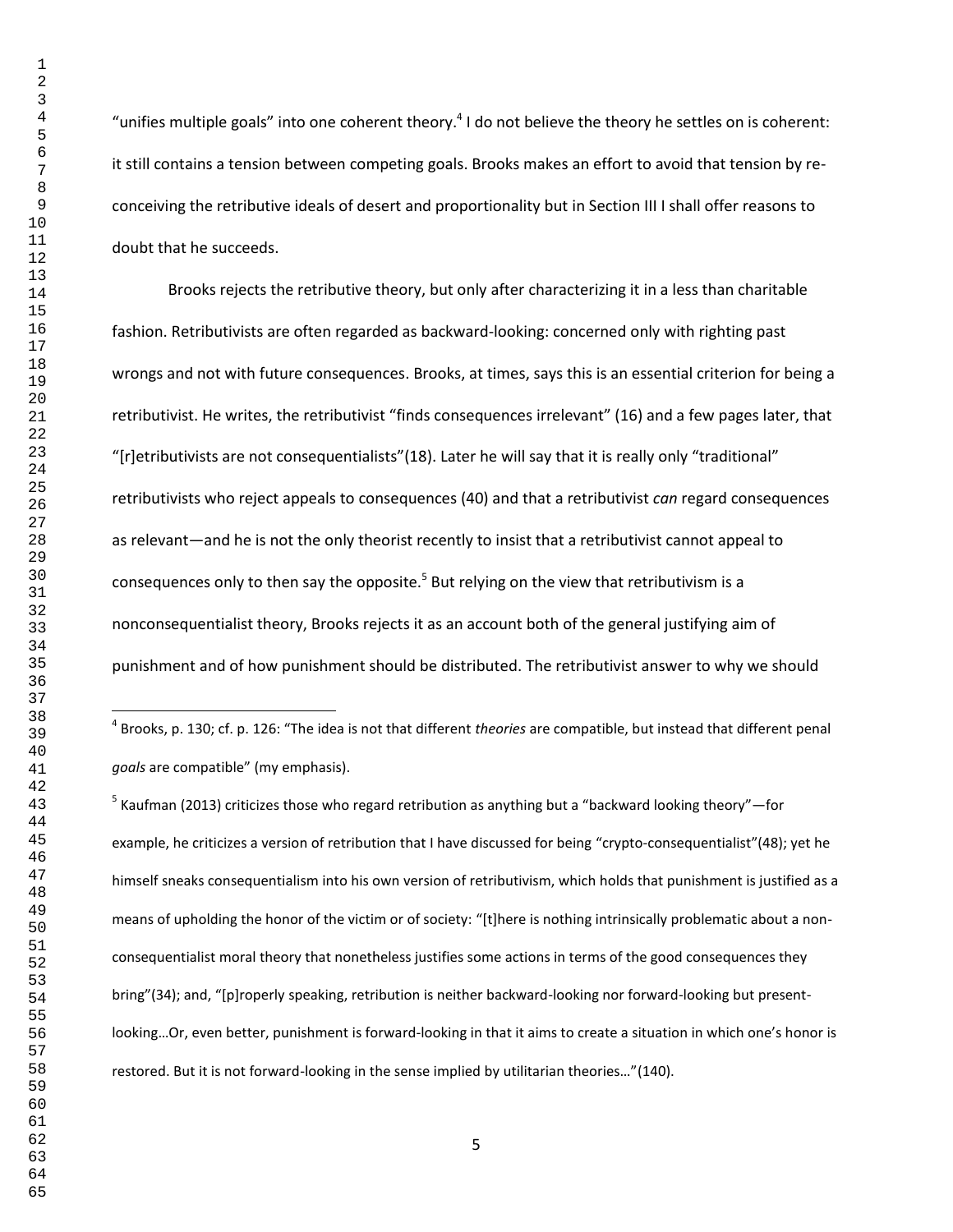"unifies multiple goals" into one coherent theory.[4] I do not believe the theory he settles on is coherent: it still contains a tension between competing goals. Brooks makes an effort to avoid that tension by re-conceiving the retributive ideals of desert and proportionality but in Section III I shall offer reasons to doubt that he succeeds.

Brooks rejects the retributive theory, but only after characterizing it in a less than charitable fashion. Retributivists are often regarded as backward-looking: concerned only with righting past wrongs and not with future consequences. Brooks, at times, says this is an essential criterion for being a retributivist. He writes, the retributivist "finds consequences irrelevant" (16) and a few pages later, that "[r]etributivists are not consequentialists"(18). Later he will say that it is really only "traditional" retributivists who reject appeals to consequences (40) and that a retributivist *can* regard consequences as relevant—and he is not the only theorist recently to insist that a retributivist cannot appeal to consequences only to then say the opposite.[5] But relying on the view that retributivism is a nonconsequentialist theory, Brooks rejects it as an account both of the general justifying aim of punishment and of how punishment should be distributed. The retributivist answer to why we should

---

[4] Brooks, p. 130; cf. p. 126: "The idea is not that different *theories* are compatible, but instead that different penal *goals* are compatible" (my emphasis).

[5] Kaufman (2013) criticizes those who regard retribution as anything but a "backward looking theory"—for example, he criticizes a version of retribution that I have discussed for being "crypto-consequentialist"(48); yet he himself sneaks consequentialism into his own version of retributivism, which holds that punishment is justified as a means of upholding the honor of the victim or of society: "[t]here is nothing intrinsically problematic about a non-consequentialist moral theory that nonetheless justifies some actions in terms of the good consequences they bring"(34); and, "[p]roperly speaking, retribution is neither backward-looking nor forward-looking but present-looking…Or, even better, punishment is forward-looking in that it aims to create a situation in which one's honor is restored. But it is not forward-looking in the sense implied by utilitarian theories…"(140).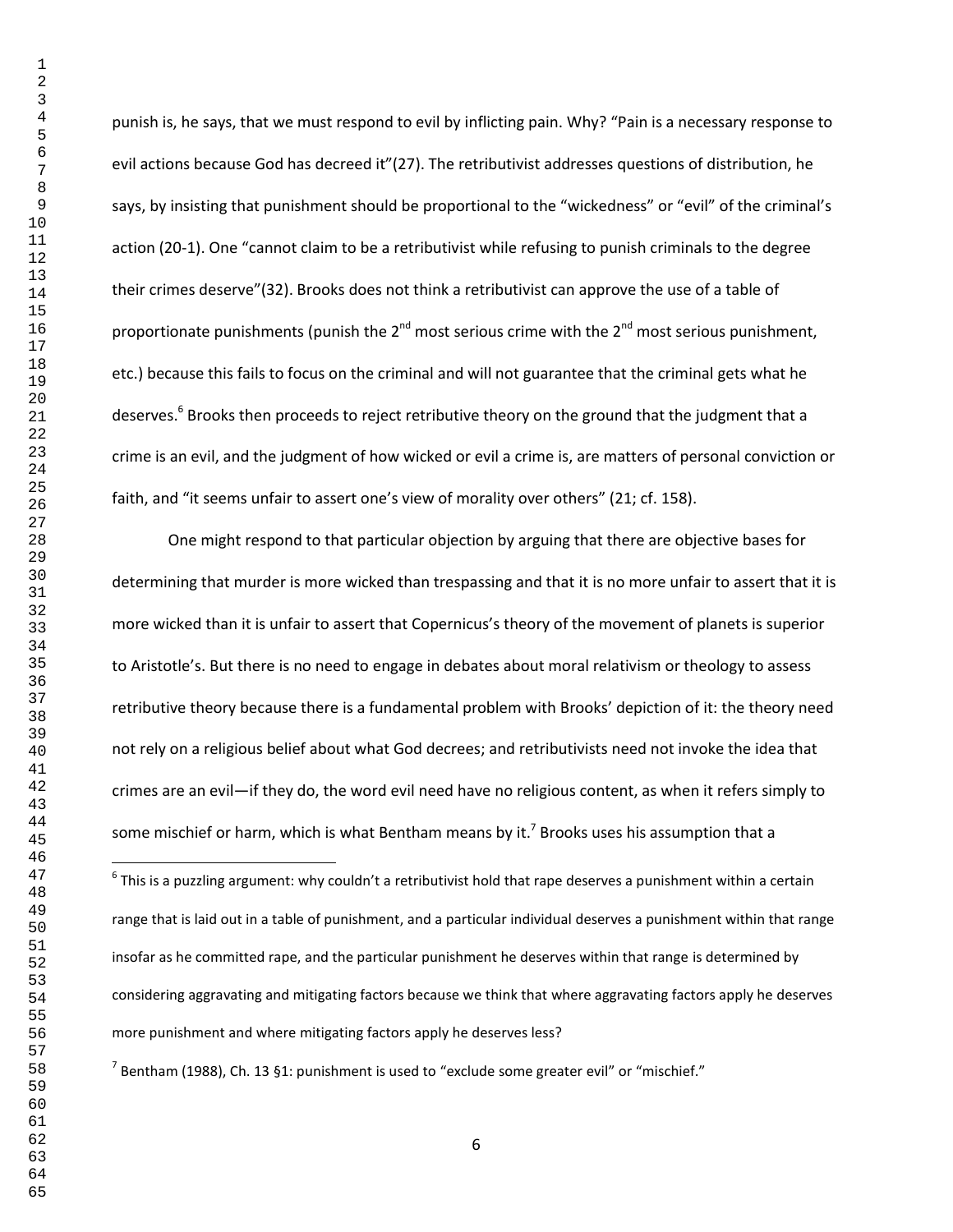punish is, he says, that we must respond to evil by inflicting pain. Why? "Pain is a necessary response to evil actions because God has decreed it"(27). The retributivist addresses questions of distribution, he says, by insisting that punishment should be proportional to the "wickedness" or "evil" of the criminal's action (20-1). One "cannot claim to be a retributivist while refusing to punish criminals to the degree their crimes deserve"(32). Brooks does not think a retributivist can approve the use of a table of proportionate punishments (punish the 2nd most serious crime with the 2nd most serious punishment, etc.) because this fails to focus on the criminal and will not guarantee that the criminal gets what he deserves.[6] Brooks then proceeds to reject retributive theory on the ground that the judgment that a crime is an evil, and the judgment of how wicked or evil a crime is, are matters of personal conviction or faith, and "it seems unfair to assert one's view of morality over others" (21; cf. 158).

One might respond to that particular objection by arguing that there are objective bases for determining that murder is more wicked than trespassing and that it is no more unfair to assert that it is more wicked than it is unfair to assert that Copernicus's theory of the movement of planets is superior to Aristotle's. But there is no need to engage in debates about moral relativism or theology to assess retributive theory because there is a fundamental problem with Brooks' depiction of it: the theory need not rely on a religious belief about what God decrees; and retributivists need not invoke the idea that crimes are an evil—if they do, the word evil need have no religious content, as when it refers simply to some mischief or harm, which is what Bentham means by it.[7] Brooks uses his assumption that a

---

[6] This is a puzzling argument: why couldn't a retributivist hold that rape deserves a punishment within a certain range that is laid out in a table of punishment, and a particular individual deserves a punishment within that range insofar as he committed rape, and the particular punishment he deserves within that range is determined by considering aggravating and mitigating factors because we think that where aggravating factors apply he deserves more punishment and where mitigating factors apply he deserves less?

[7] Bentham (1988), Ch. 13 §1: punishment is used to "exclude some greater evil" or "mischief."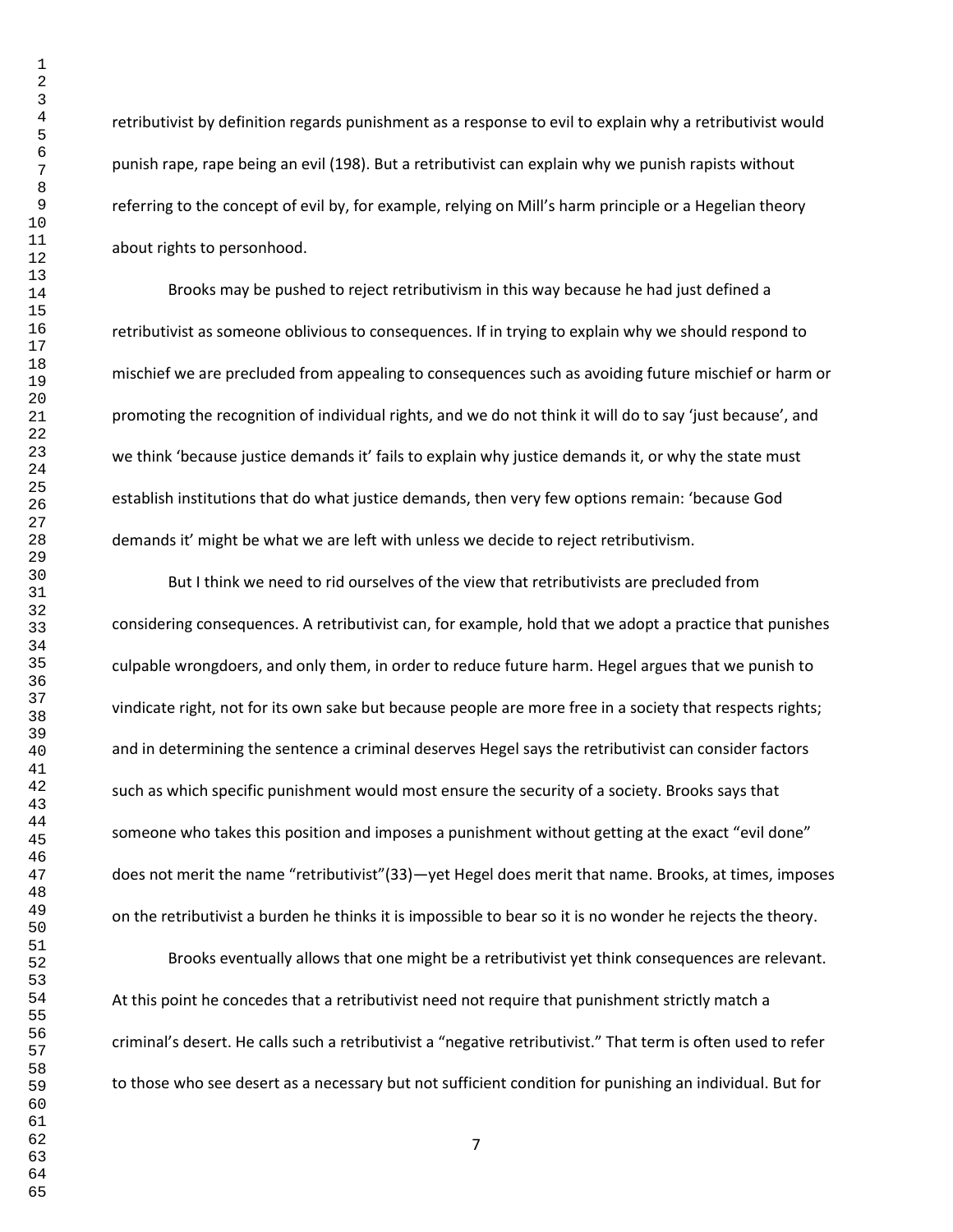retributivist by definition regards punishment as a response to evil to explain why a retributivist would punish rape, rape being an evil (198). But a retributivist can explain why we punish rapists without referring to the concept of evil by, for example, relying on Mill's harm principle or a Hegelian theory about rights to personhood.

Brooks may be pushed to reject retributivism in this way because he had just defined a retributivist as someone oblivious to consequences. If in trying to explain why we should respond to mischief we are precluded from appealing to consequences such as avoiding future mischief or harm or promoting the recognition of individual rights, and we do not think it will do to say 'just because', and we think 'because justice demands it' fails to explain why justice demands it, or why the state must establish institutions that do what justice demands, then very few options remain: 'because God demands it' might be what we are left with unless we decide to reject retributivism.

But I think we need to rid ourselves of the view that retributivists are precluded from considering consequences. A retributivist can, for example, hold that we adopt a practice that punishes culpable wrongdoers, and only them, in order to reduce future harm. Hegel argues that we punish to vindicate right, not for its own sake but because people are more free in a society that respects rights; and in determining the sentence a criminal deserves Hegel says the retributivist can consider factors such as which specific punishment would most ensure the security of a society. Brooks says that someone who takes this position and imposes a punishment without getting at the exact "evil done" does not merit the name "retributivist"(33)—yet Hegel does merit that name. Brooks, at times, imposes on the retributivist a burden he thinks it is impossible to bear so it is no wonder he rejects the theory.

Brooks eventually allows that one might be a retributivist yet think consequences are relevant. At this point he concedes that a retributivist need not require that punishment strictly match a criminal's desert. He calls such a retributivist a "negative retributivist." That term is often used to refer to those who see desert as a necessary but not sufficient condition for punishing an individual. But for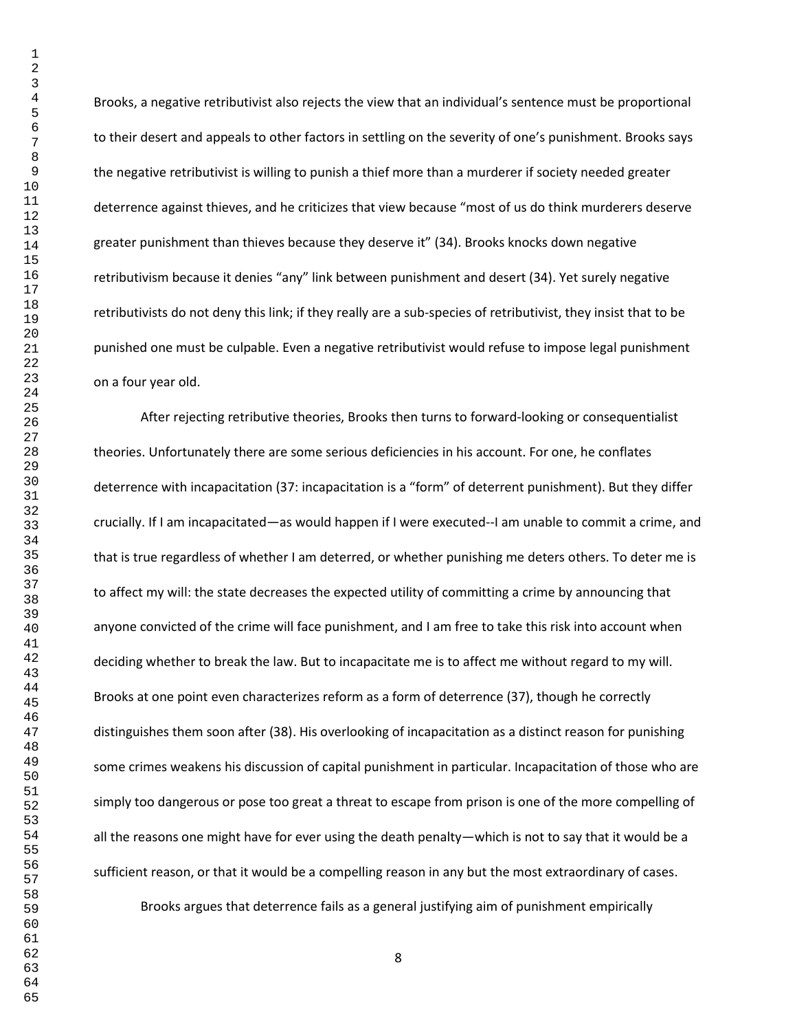Brooks, a negative retributivist also rejects the view that an individual's sentence must be proportional to their desert and appeals to other factors in settling on the severity of one's punishment. Brooks says the negative retributivist is willing to punish a thief more than a murderer if society needed greater deterrence against thieves, and he criticizes that view because "most of us do think murderers deserve greater punishment than thieves because they deserve it" (34). Brooks knocks down negative retributivism because it denies "any" link between punishment and desert (34). Yet surely negative retributivists do not deny this link; if they really are a sub-species of retributivist, they insist that to be punished one must be culpable. Even a negative retributivist would refuse to impose legal punishment on a four year old.

After rejecting retributive theories, Brooks then turns to forward-looking or consequentialist theories. Unfortunately there are some serious deficiencies in his account. For one, he conflates deterrence with incapacitation (37: incapacitation is a "form" of deterrent punishment). But they differ crucially. If I am incapacitated—as would happen if I were executed--I am unable to commit a crime, and that is true regardless of whether I am deterred, or whether punishing me deters others. To deter me is to affect my will: the state decreases the expected utility of committing a crime by announcing that anyone convicted of the crime will face punishment, and I am free to take this risk into account when deciding whether to break the law. But to incapacitate me is to affect me without regard to my will. Brooks at one point even characterizes reform as a form of deterrence (37), though he correctly distinguishes them soon after (38). His overlooking of incapacitation as a distinct reason for punishing some crimes weakens his discussion of capital punishment in particular. Incapacitation of those who are simply too dangerous or pose too great a threat to escape from prison is one of the more compelling of all the reasons one might have for ever using the death penalty—which is not to say that it would be a sufficient reason, or that it would be a compelling reason in any but the most extraordinary of cases.

Brooks argues that deterrence fails as a general justifying aim of punishment empirically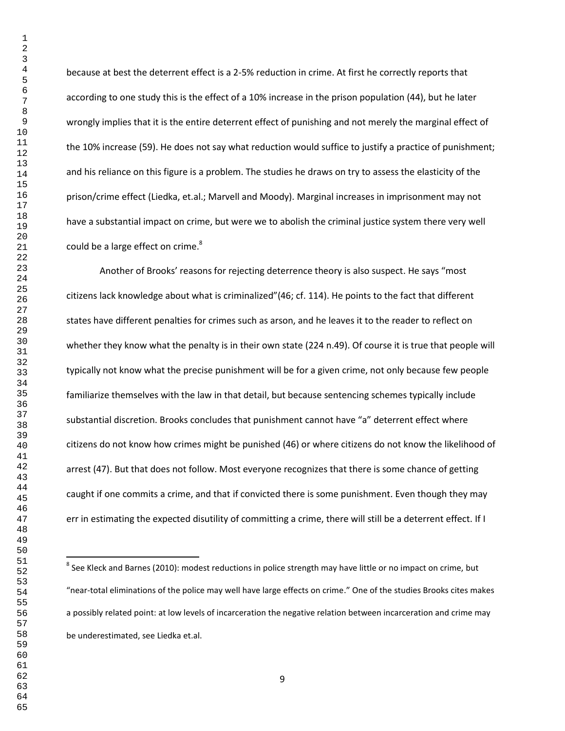because at best the deterrent effect is a 2-5% reduction in crime. At first he correctly reports that according to one study this is the effect of a 10% increase in the prison population (44), but he later wrongly implies that it is the entire deterrent effect of punishing and not merely the marginal effect of the 10% increase (59). He does not say what reduction would suffice to justify a practice of punishment; and his reliance on this figure is a problem. The studies he draws on try to assess the elasticity of the prison/crime effect (Liedka, et.al.; Marvell and Moody). Marginal increases in imprisonment may not have a substantial impact on crime, but were we to abolish the criminal justice system there very well could be a large effect on crime.[8]

Another of Brooks' reasons for rejecting deterrence theory is also suspect. He says "most citizens lack knowledge about what is criminalized"(46; cf. 114). He points to the fact that different states have different penalties for crimes such as arson, and he leaves it to the reader to reflect on whether they know what the penalty is in their own state (224 n.49). Of course it is true that people will typically not know what the precise punishment will be for a given crime, not only because few people familiarize themselves with the law in that detail, but because sentencing schemes typically include substantial discretion. Brooks concludes that punishment cannot have "a" deterrent effect where citizens do not know how crimes might be punished (46) or where citizens do not know the likelihood of arrest (47). But that does not follow. Most everyone recognizes that there is some chance of getting caught if one commits a crime, and that if convicted there is some punishment. Even though they may err in estimating the expected disutility of committing a crime, there will still be a deterrent effect. If I

---

[8] See Kleck and Barnes (2010): modest reductions in police strength may have little or no impact on crime, but "near-total eliminations of the police may well have large effects on crime." One of the studies Brooks cites makes a possibly related point: at low levels of incarceration the negative relation between incarceration and crime may be underestimated, see Liedka et.al.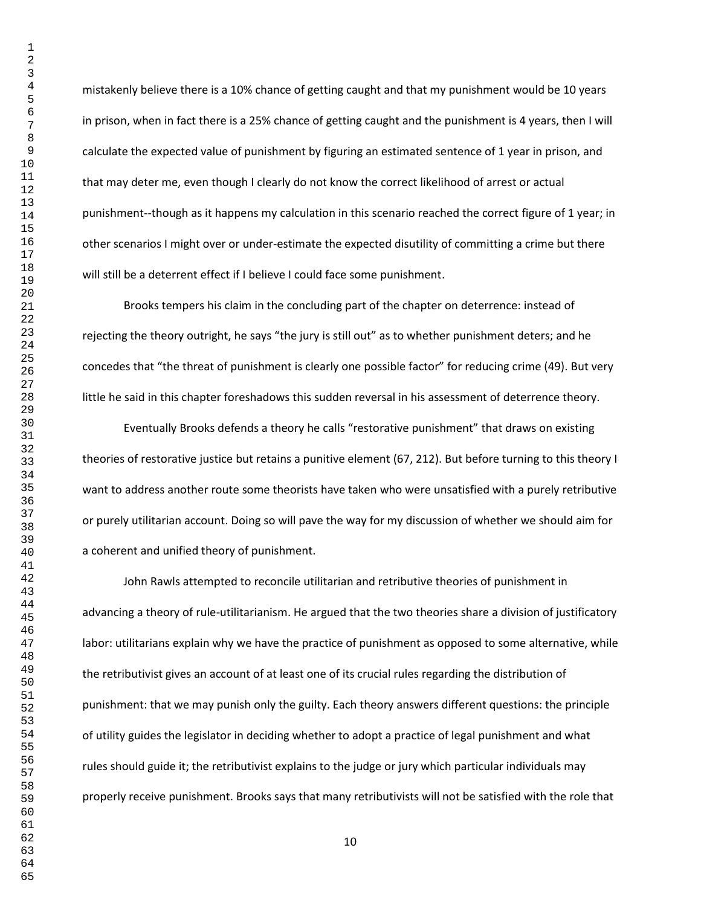mistakenly believe there is a 10% chance of getting caught and that my punishment would be 10 years in prison, when in fact there is a 25% chance of getting caught and the punishment is 4 years, then I will calculate the expected value of punishment by figuring an estimated sentence of 1 year in prison, and that may deter me, even though I clearly do not know the correct likelihood of arrest or actual punishment--though as it happens my calculation in this scenario reached the correct figure of 1 year; in other scenarios I might over or under-estimate the expected disutility of committing a crime but there will still be a deterrent effect if I believe I could face some punishment.

Brooks tempers his claim in the concluding part of the chapter on deterrence: instead of rejecting the theory outright, he says "the jury is still out" as to whether punishment deters; and he concedes that "the threat of punishment is clearly one possible factor" for reducing crime (49). But very little he said in this chapter foreshadows this sudden reversal in his assessment of deterrence theory.

Eventually Brooks defends a theory he calls "restorative punishment" that draws on existing theories of restorative justice but retains a punitive element (67, 212). But before turning to this theory I want to address another route some theorists have taken who were unsatisfied with a purely retributive or purely utilitarian account. Doing so will pave the way for my discussion of whether we should aim for a coherent and unified theory of punishment.

John Rawls attempted to reconcile utilitarian and retributive theories of punishment in advancing a theory of rule-utilitarianism. He argued that the two theories share a division of justificatory labor: utilitarians explain why we have the practice of punishment as opposed to some alternative, while the retributivist gives an account of at least one of its crucial rules regarding the distribution of punishment: that we may punish only the guilty. Each theory answers different questions: the principle of utility guides the legislator in deciding whether to adopt a practice of legal punishment and what rules should guide it; the retributivist explains to the judge or jury which particular individuals may properly receive punishment. Brooks says that many retributivists will not be satisfied with the role that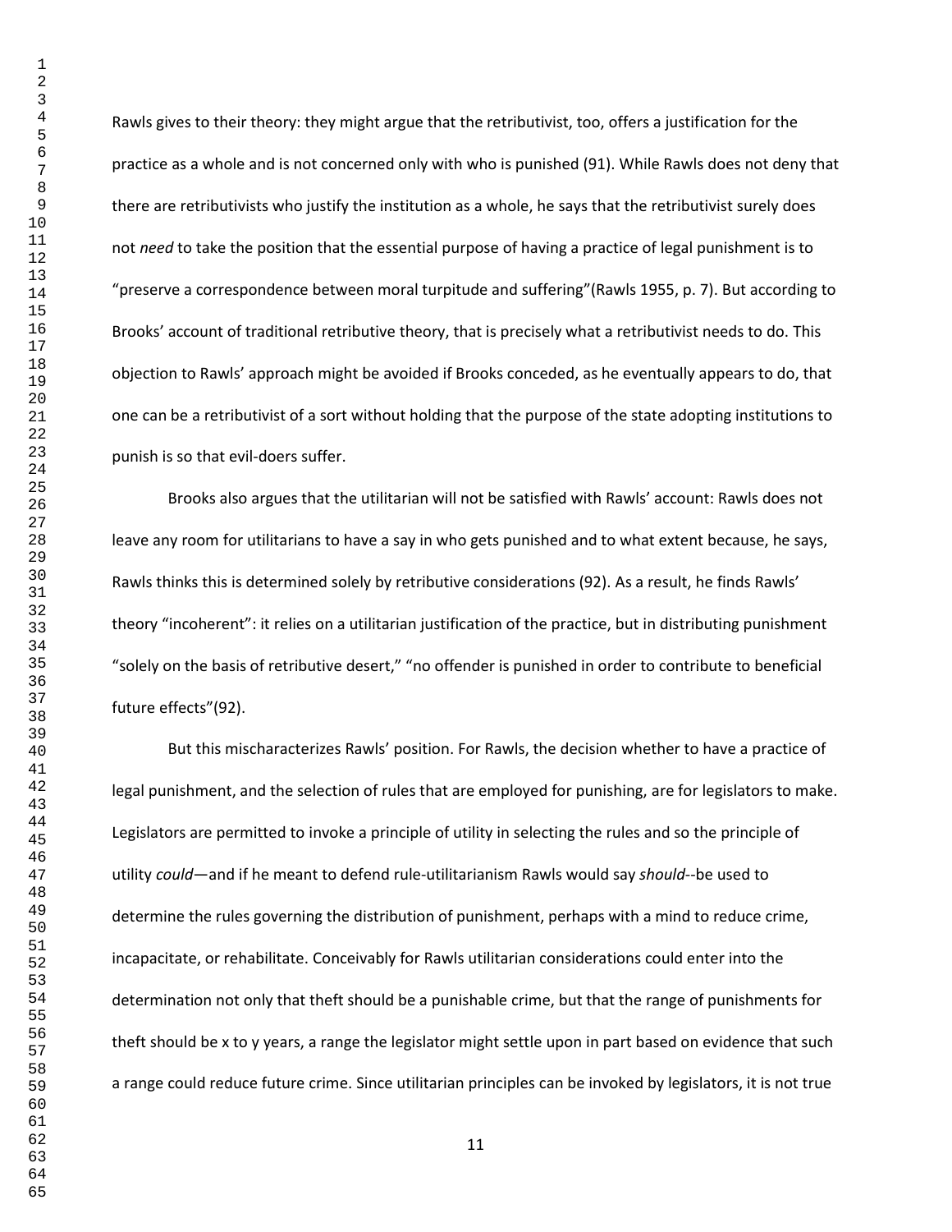Rawls gives to their theory: they might argue that the retributivist, too, offers a justification for the practice as a whole and is not concerned only with who is punished (91). While Rawls does not deny that there are retributivists who justify the institution as a whole, he says that the retributivist surely does not *need* to take the position that the essential purpose of having a practice of legal punishment is to "preserve a correspondence between moral turpitude and suffering"(Rawls 1955, p. 7). But according to Brooks' account of traditional retributive theory, that is precisely what a retributivist needs to do. This objection to Rawls' approach might be avoided if Brooks conceded, as he eventually appears to do, that one can be a retributivist of a sort without holding that the purpose of the state adopting institutions to punish is so that evil-doers suffer.

Brooks also argues that the utilitarian will not be satisfied with Rawls' account: Rawls does not leave any room for utilitarians to have a say in who gets punished and to what extent because, he says, Rawls thinks this is determined solely by retributive considerations (92). As a result, he finds Rawls' theory "incoherent": it relies on a utilitarian justification of the practice, but in distributing punishment "solely on the basis of retributive desert," "no offender is punished in order to contribute to beneficial future effects"(92).

But this mischaracterizes Rawls' position. For Rawls, the decision whether to have a practice of legal punishment, and the selection of rules that are employed for punishing, are for legislators to make. Legislators are permitted to invoke a principle of utility in selecting the rules and so the principle of utility *could*—and if he meant to defend rule-utilitarianism Rawls would say *should*--be used to determine the rules governing the distribution of punishment, perhaps with a mind to reduce crime, incapacitate, or rehabilitate. Conceivably for Rawls utilitarian considerations could enter into the determination not only that theft should be a punishable crime, but that the range of punishments for theft should be x to y years, a range the legislator might settle upon in part based on evidence that such a range could reduce future crime. Since utilitarian principles can be invoked by legislators, it is not true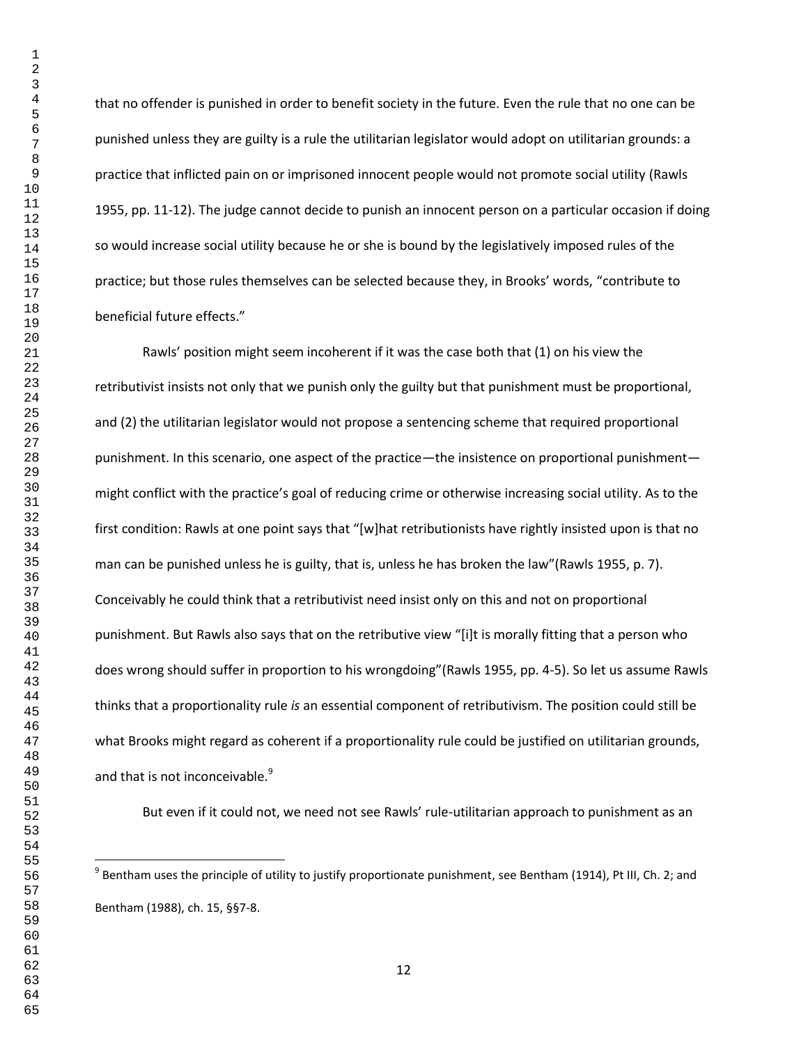that no offender is punished in order to benefit society in the future. Even the rule that no one can be punished unless they are guilty is a rule the utilitarian legislator would adopt on utilitarian grounds: a practice that inflicted pain on or imprisoned innocent people would not promote social utility (Rawls 1955, pp. 11-12). The judge cannot decide to punish an innocent person on a particular occasion if doing so would increase social utility because he or she is bound by the legislatively imposed rules of the practice; but those rules themselves can be selected because they, in Brooks' words, "contribute to beneficial future effects."

Rawls' position might seem incoherent if it was the case both that (1) on his view the retributivist insists not only that we punish only the guilty but that punishment must be proportional, and (2) the utilitarian legislator would not propose a sentencing scheme that required proportional punishment. In this scenario, one aspect of the practice—the insistence on proportional punishment—might conflict with the practice's goal of reducing crime or otherwise increasing social utility. As to the first condition: Rawls at one point says that "[w]hat retributionists have rightly insisted upon is that no man can be punished unless he is guilty, that is, unless he has broken the law"(Rawls 1955, p. 7). Conceivably he could think that a retributivist need insist only on this and not on proportional punishment. But Rawls also says that on the retributive view "[i]t is morally fitting that a person who does wrong should suffer in proportion to his wrongdoing"(Rawls 1955, pp. 4-5). So let us assume Rawls thinks that a proportionality rule *is* an essential component of retributivism. The position could still be what Brooks might regard as coherent if a proportionality rule could be justified on utilitarian grounds, and that is not inconceivable.[9]

But even if it could not, we need not see Rawls' rule-utilitarian approach to punishment as an

[9] Bentham uses the principle of utility to justify proportionate punishment, see Bentham (1914), Pt III, Ch. 2; and Bentham (1988), ch. 15, §§7-8.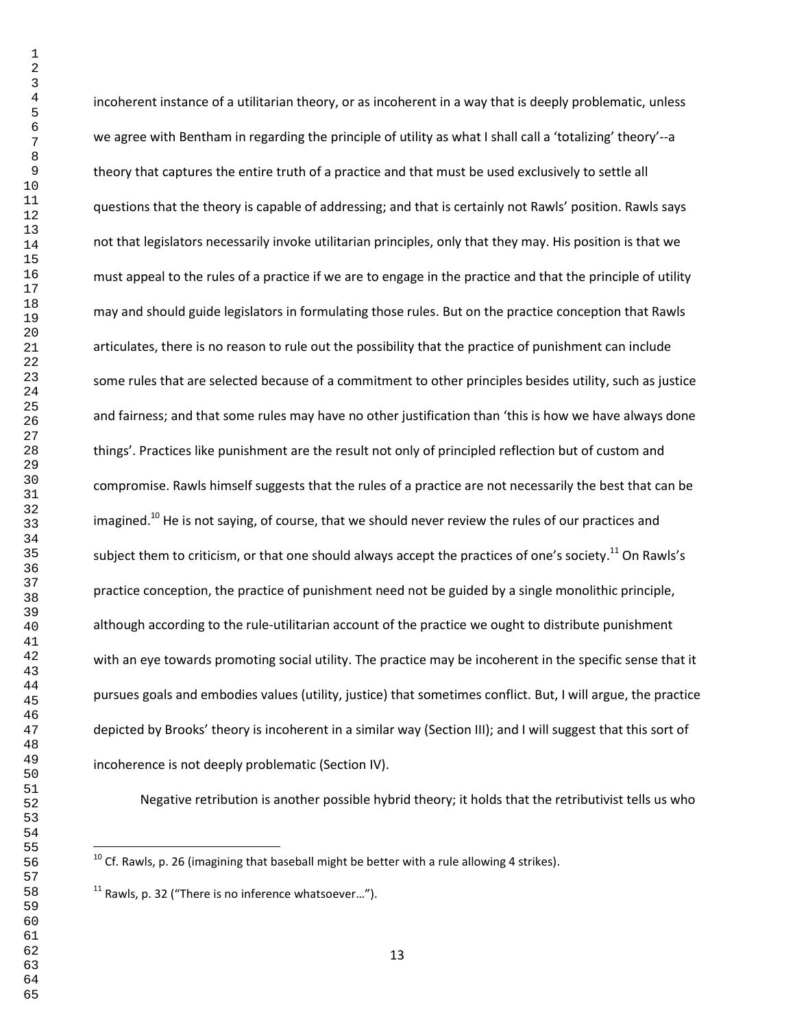incoherent instance of a utilitarian theory, or as incoherent in a way that is deeply problematic, unless we agree with Bentham in regarding the principle of utility as what I shall call a 'totalizing' theory'--a theory that captures the entire truth of a practice and that must be used exclusively to settle all questions that the theory is capable of addressing; and that is certainly not Rawls' position. Rawls says not that legislators necessarily invoke utilitarian principles, only that they may. His position is that we must appeal to the rules of a practice if we are to engage in the practice and that the principle of utility may and should guide legislators in formulating those rules. But on the practice conception that Rawls articulates, there is no reason to rule out the possibility that the practice of punishment can include some rules that are selected because of a commitment to other principles besides utility, such as justice and fairness; and that some rules may have no other justification than 'this is how we have always done things'. Practices like punishment are the result not only of principled reflection but of custom and compromise. Rawls himself suggests that the rules of a practice are not necessarily the best that can be imagined.[10] He is not saying, of course, that we should never review the rules of our practices and subject them to criticism, or that one should always accept the practices of one's society.[11] On Rawls's practice conception, the practice of punishment need not be guided by a single monolithic principle, although according to the rule-utilitarian account of the practice we ought to distribute punishment with an eye towards promoting social utility. The practice may be incoherent in the specific sense that it pursues goals and embodies values (utility, justice) that sometimes conflict. But, I will argue, the practice depicted by Brooks' theory is incoherent in a similar way (Section III); and I will suggest that this sort of incoherence is not deeply problematic (Section IV).

Negative retribution is another possible hybrid theory; it holds that the retributivist tells us who

---

[10] Cf. Rawls, p. 26 (imagining that baseball might be better with a rule allowing 4 strikes).

[11] Rawls, p. 32 ("There is no inference whatsoever…").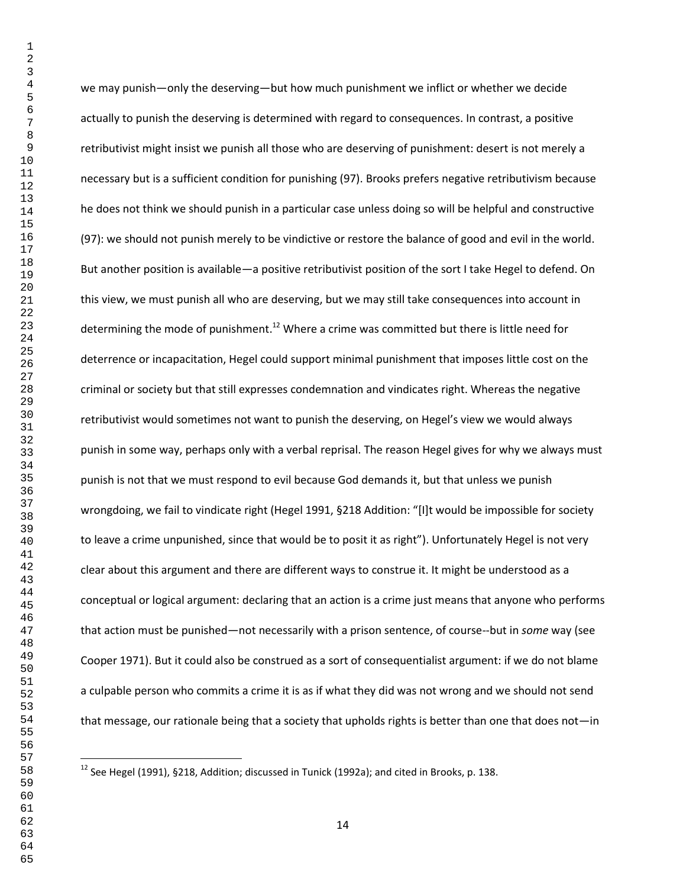we may punish—only the deserving—but how much punishment we inflict or whether we decide actually to punish the deserving is determined with regard to consequences. In contrast, a positive retributivist might insist we punish all those who are deserving of punishment: desert is not merely a necessary but is a sufficient condition for punishing (97). Brooks prefers negative retributivism because he does not think we should punish in a particular case unless doing so will be helpful and constructive (97): we should not punish merely to be vindictive or restore the balance of good and evil in the world. But another position is available—a positive retributivist position of the sort I take Hegel to defend. On this view, we must punish all who are deserving, but we may still take consequences into account in determining the mode of punishment.[12] Where a crime was committed but there is little need for deterrence or incapacitation, Hegel could support minimal punishment that imposes little cost on the criminal or society but that still expresses condemnation and vindicates right. Whereas the negative retributivist would sometimes not want to punish the deserving, on Hegel's view we would always punish in some way, perhaps only with a verbal reprisal. The reason Hegel gives for why we always must punish is not that we must respond to evil because God demands it, but that unless we punish wrongdoing, we fail to vindicate right (Hegel 1991, §218 Addition: "[I]t would be impossible for society to leave a crime unpunished, since that would be to posit it as right"). Unfortunately Hegel is not very clear about this argument and there are different ways to construe it. It might be understood as a conceptual or logical argument: declaring that an action is a crime just means that anyone who performs that action must be punished—not necessarily with a prison sentence, of course--but in *some* way (see Cooper 1971). But it could also be construed as a sort of consequentialist argument: if we do not blame a culpable person who commits a crime it is as if what they did was not wrong and we should not send that message, our rationale being that a society that upholds rights is better than one that does not—in

[12] See Hegel (1991), §218, Addition; discussed in Tunick (1992a); and cited in Brooks, p. 138.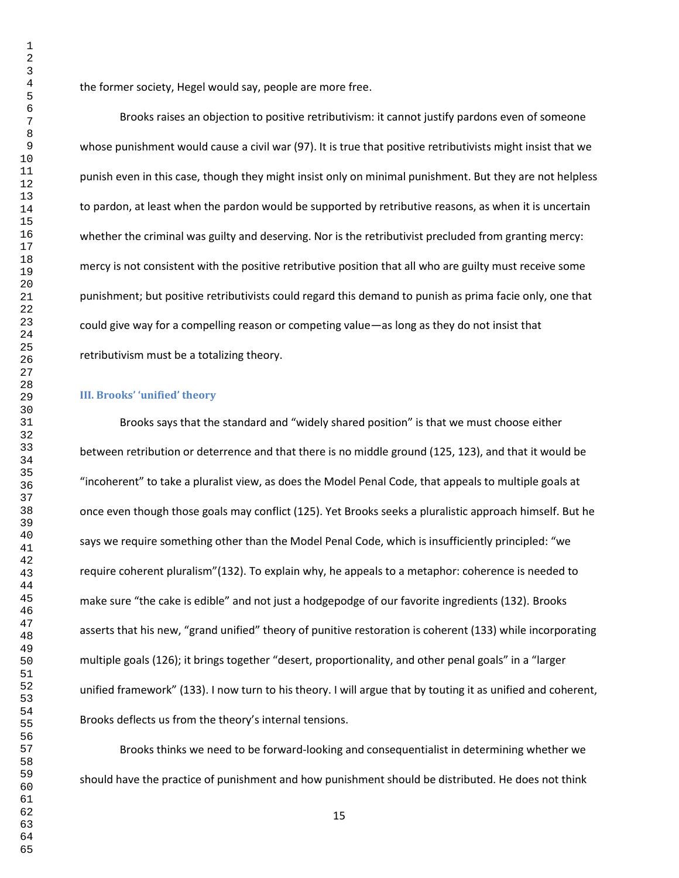the former society, Hegel would say, people are more free.

Brooks raises an objection to positive retributivism: it cannot justify pardons even of someone whose punishment would cause a civil war (97). It is true that positive retributivists might insist that we punish even in this case, though they might insist only on minimal punishment. But they are not helpless to pardon, at least when the pardon would be supported by retributive reasons, as when it is uncertain whether the criminal was guilty and deserving. Nor is the retributivist precluded from granting mercy: mercy is not consistent with the positive retributive position that all who are guilty must receive some punishment; but positive retributivists could regard this demand to punish as prima facie only, one that could give way for a compelling reason or competing value—as long as they do not insist that retributivism must be a totalizing theory.

### III. Brooks' 'unified' theory

Brooks says that the standard and "widely shared position" is that we must choose either between retribution or deterrence and that there is no middle ground (125, 123), and that it would be "incoherent" to take a pluralist view, as does the Model Penal Code, that appeals to multiple goals at once even though those goals may conflict (125). Yet Brooks seeks a pluralistic approach himself. But he says we require something other than the Model Penal Code, which is insufficiently principled: "we require coherent pluralism"(132). To explain why, he appeals to a metaphor: coherence is needed to make sure "the cake is edible" and not just a hodgepodge of our favorite ingredients (132). Brooks asserts that his new, "grand unified" theory of punitive restoration is coherent (133) while incorporating multiple goals (126); it brings together "desert, proportionality, and other penal goals" in a "larger unified framework" (133). I now turn to his theory. I will argue that by touting it as unified and coherent, Brooks deflects us from the theory's internal tensions.

Brooks thinks we need to be forward-looking and consequentialist in determining whether we should have the practice of punishment and how punishment should be distributed. He does not think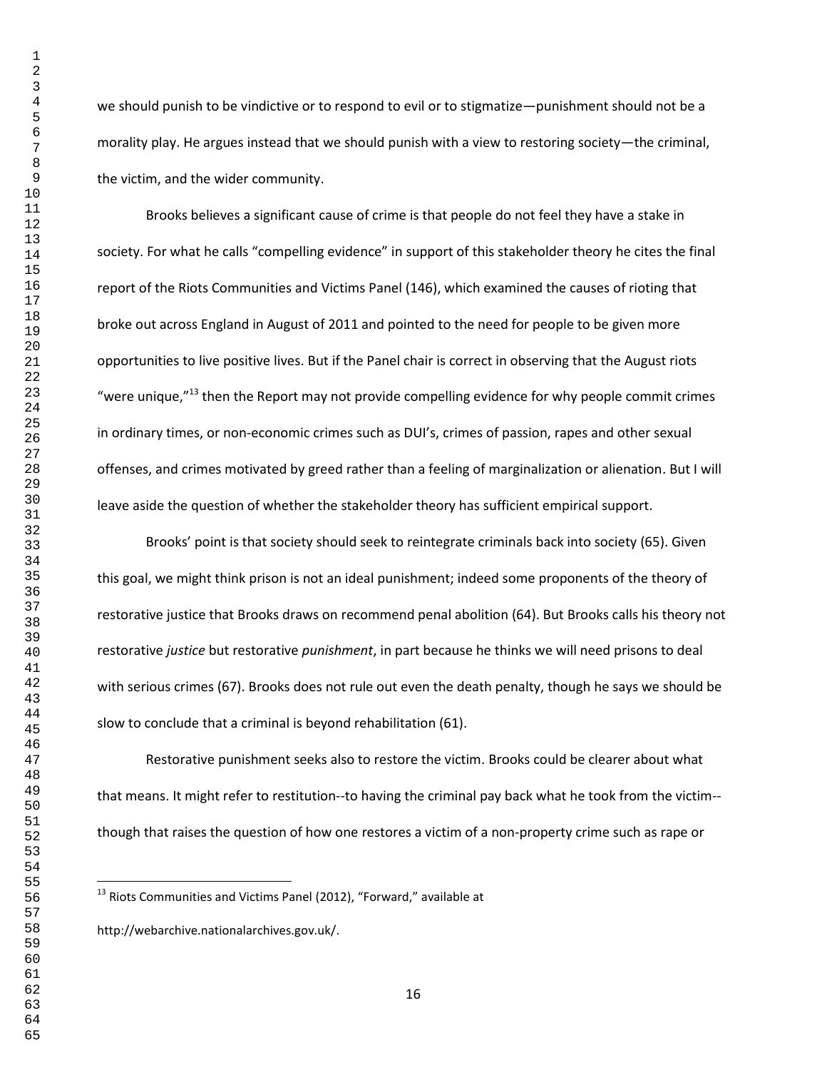we should punish to be vindictive or to respond to evil or to stigmatize—punishment should not be a morality play. He argues instead that we should punish with a view to restoring society—the criminal, the victim, and the wider community.

Brooks believes a significant cause of crime is that people do not feel they have a stake in society. For what he calls "compelling evidence" in support of this stakeholder theory he cites the final report of the Riots Communities and Victims Panel (146), which examined the causes of rioting that broke out across England in August of 2011 and pointed to the need for people to be given more opportunities to live positive lives. But if the Panel chair is correct in observing that the August riots "were unique,"[13] then the Report may not provide compelling evidence for why people commit crimes in ordinary times, or non-economic crimes such as DUI's, crimes of passion, rapes and other sexual offenses, and crimes motivated by greed rather than a feeling of marginalization or alienation. But I will leave aside the question of whether the stakeholder theory has sufficient empirical support.

Brooks' point is that society should seek to reintegrate criminals back into society (65). Given this goal, we might think prison is not an ideal punishment; indeed some proponents of the theory of restorative justice that Brooks draws on recommend penal abolition (64). But Brooks calls his theory not restorative *justice* but restorative *punishment*, in part because he thinks we will need prisons to deal with serious crimes (67). Brooks does not rule out even the death penalty, though he says we should be slow to conclude that a criminal is beyond rehabilitation (61).

Restorative punishment seeks also to restore the victim. Brooks could be clearer about what that means. It might refer to restitution--to having the criminal pay back what he took from the victim--though that raises the question of how one restores a victim of a non-property crime such as rape or

[13] Riots Communities and Victims Panel (2012), "Forward," available at http://webarchive.nationalarchives.gov.uk/.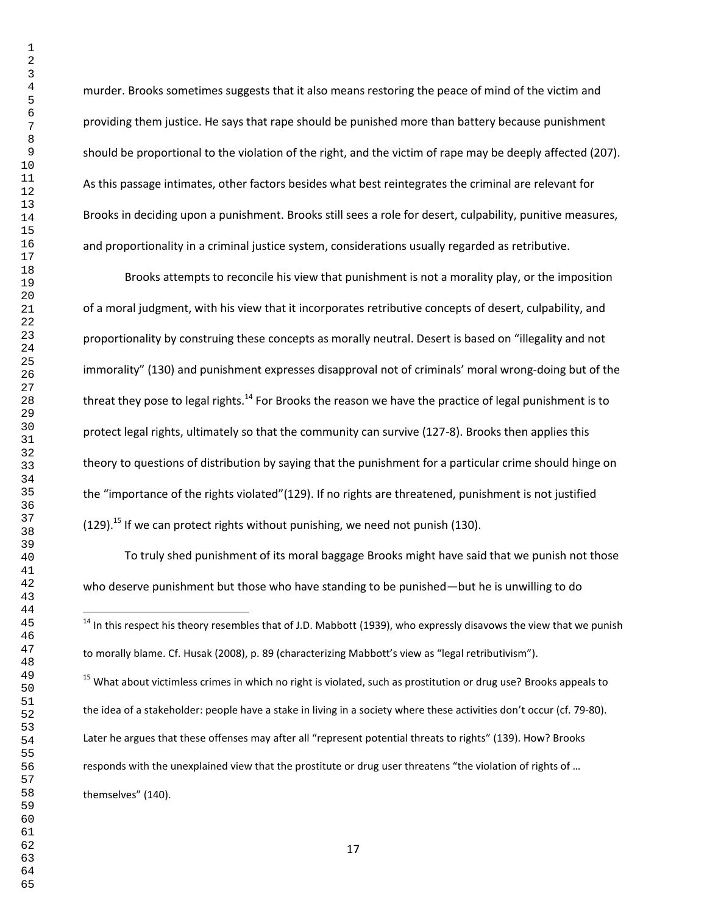murder. Brooks sometimes suggests that it also means restoring the peace of mind of the victim and providing them justice. He says that rape should be punished more than battery because punishment should be proportional to the violation of the right, and the victim of rape may be deeply affected (207). As this passage intimates, other factors besides what best reintegrates the criminal are relevant for Brooks in deciding upon a punishment. Brooks still sees a role for desert, culpability, punitive measures, and proportionality in a criminal justice system, considerations usually regarded as retributive.

Brooks attempts to reconcile his view that punishment is not a morality play, or the imposition of a moral judgment, with his view that it incorporates retributive concepts of desert, culpability, and proportionality by construing these concepts as morally neutral. Desert is based on "illegality and not immorality" (130) and punishment expresses disapproval not of criminals' moral wrong-doing but of the threat they pose to legal rights.[14] For Brooks the reason we have the practice of legal punishment is to protect legal rights, ultimately so that the community can survive (127-8). Brooks then applies this theory to questions of distribution by saying that the punishment for a particular crime should hinge on the "importance of the rights violated"(129). If no rights are threatened, punishment is not justified (129).[15] If we can protect rights without punishing, we need not punish (130).

To truly shed punishment of its moral baggage Brooks might have said that we punish not those who deserve punishment but those who have standing to be punished—but he is unwilling to do

[14] In this respect his theory resembles that of J.D. Mabbott (1939), who expressly disavows the view that we punish to morally blame. Cf. Husak (2008), p. 89 (characterizing Mabbott's view as "legal retributivism").

[15] What about victimless crimes in which no right is violated, such as prostitution or drug use? Brooks appeals to the idea of a stakeholder: people have a stake in living in a society where these activities don't occur (cf. 79-80). Later he argues that these offenses may after all "represent potential threats to rights" (139). How? Brooks responds with the unexplained view that the prostitute or drug user threatens "the violation of rights of … themselves" (140).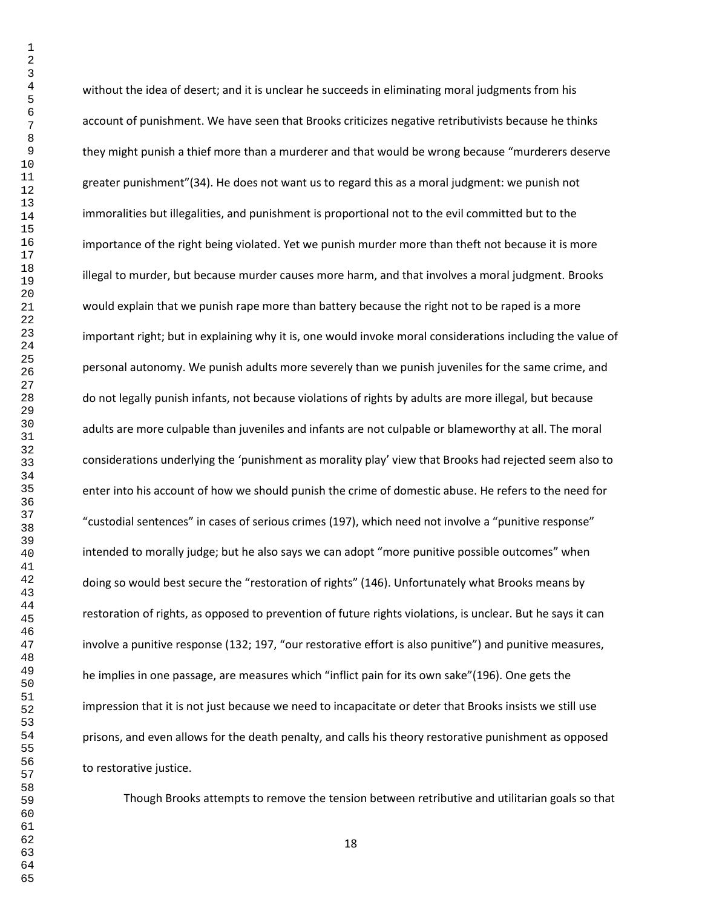without the idea of desert; and it is unclear he succeeds in eliminating moral judgments from his account of punishment. We have seen that Brooks criticizes negative retributivists because he thinks they might punish a thief more than a murderer and that would be wrong because "murderers deserve greater punishment"(34). He does not want us to regard this as a moral judgment: we punish not immoralities but illegalities, and punishment is proportional not to the evil committed but to the importance of the right being violated. Yet we punish murder more than theft not because it is more illegal to murder, but because murder causes more harm, and that involves a moral judgment. Brooks would explain that we punish rape more than battery because the right not to be raped is a more important right; but in explaining why it is, one would invoke moral considerations including the value of personal autonomy. We punish adults more severely than we punish juveniles for the same crime, and do not legally punish infants, not because violations of rights by adults are more illegal, but because adults are more culpable than juveniles and infants are not culpable or blameworthy at all. The moral considerations underlying the 'punishment as morality play' view that Brooks had rejected seem also to enter into his account of how we should punish the crime of domestic abuse. He refers to the need for "custodial sentences" in cases of serious crimes (197), which need not involve a "punitive response" intended to morally judge; but he also says we can adopt "more punitive possible outcomes" when doing so would best secure the "restoration of rights" (146). Unfortunately what Brooks means by restoration of rights, as opposed to prevention of future rights violations, is unclear. But he says it can involve a punitive response (132; 197, "our restorative effort is also punitive") and punitive measures, he implies in one passage, are measures which "inflict pain for its own sake"(196). One gets the impression that it is not just because we need to incapacitate or deter that Brooks insists we still use prisons, and even allows for the death penalty, and calls his theory restorative punishment as opposed to restorative justice.

Though Brooks attempts to remove the tension between retributive and utilitarian goals so that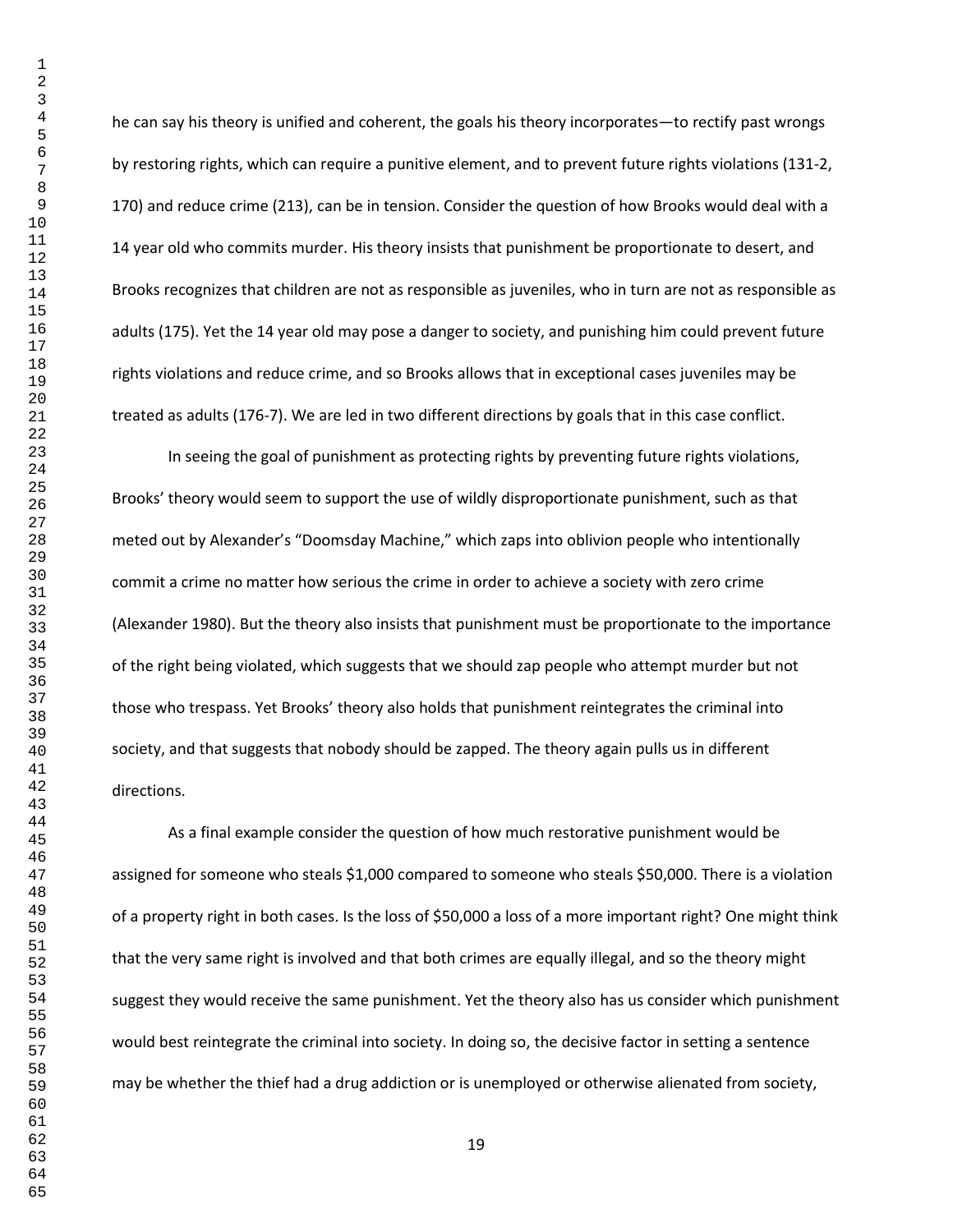he can say his theory is unified and coherent, the goals his theory incorporates—to rectify past wrongs by restoring rights, which can require a punitive element, and to prevent future rights violations (131-2, 170) and reduce crime (213), can be in tension. Consider the question of how Brooks would deal with a 14 year old who commits murder. His theory insists that punishment be proportionate to desert, and Brooks recognizes that children are not as responsible as juveniles, who in turn are not as responsible as adults (175). Yet the 14 year old may pose a danger to society, and punishing him could prevent future rights violations and reduce crime, and so Brooks allows that in exceptional cases juveniles may be treated as adults (176-7). We are led in two different directions by goals that in this case conflict.

In seeing the goal of punishment as protecting rights by preventing future rights violations, Brooks' theory would seem to support the use of wildly disproportionate punishment, such as that meted out by Alexander's "Doomsday Machine," which zaps into oblivion people who intentionally commit a crime no matter how serious the crime in order to achieve a society with zero crime (Alexander 1980). But the theory also insists that punishment must be proportionate to the importance of the right being violated, which suggests that we should zap people who attempt murder but not those who trespass. Yet Brooks' theory also holds that punishment reintegrates the criminal into society, and that suggests that nobody should be zapped. The theory again pulls us in different directions.

As a final example consider the question of how much restorative punishment would be assigned for someone who steals $1,000 compared to someone who steals $50,000. There is a violation of a property right in both cases. Is the loss of $50,000 a loss of a more important right? One might think that the very same right is involved and that both crimes are equally illegal, and so the theory might suggest they would receive the same punishment. Yet the theory also has us consider which punishment would best reintegrate the criminal into society. In doing so, the decisive factor in setting a sentence may be whether the thief had a drug addiction or is unemployed or otherwise alienated from society,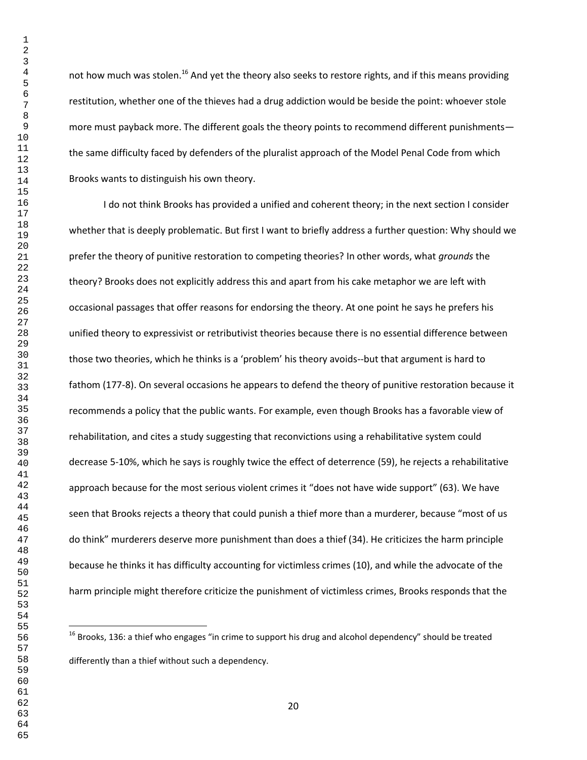not how much was stolen.[16] And yet the theory also seeks to restore rights, and if this means providing restitution, whether one of the thieves had a drug addiction would be beside the point: whoever stole more must payback more. The different goals the theory points to recommend different punishments—the same difficulty faced by defenders of the pluralist approach of the Model Penal Code from which Brooks wants to distinguish his own theory.

I do not think Brooks has provided a unified and coherent theory; in the next section I consider whether that is deeply problematic. But first I want to briefly address a further question: Why should we prefer the theory of punitive restoration to competing theories? In other words, what *grounds* the theory? Brooks does not explicitly address this and apart from his cake metaphor we are left with occasional passages that offer reasons for endorsing the theory. At one point he says he prefers his unified theory to expressivist or retributivist theories because there is no essential difference between those two theories, which he thinks is a 'problem' his theory avoids--but that argument is hard to fathom (177-8). On several occasions he appears to defend the theory of punitive restoration because it recommends a policy that the public wants. For example, even though Brooks has a favorable view of rehabilitation, and cites a study suggesting that reconvictions using a rehabilitative system could decrease 5-10%, which he says is roughly twice the effect of deterrence (59), he rejects a rehabilitative approach because for the most serious violent crimes it "does not have wide support" (63). We have seen that Brooks rejects a theory that could punish a thief more than a murderer, because "most of us do think" murderers deserve more punishment than does a thief (34). He criticizes the harm principle because he thinks it has difficulty accounting for victimless crimes (10), and while the advocate of the harm principle might therefore criticize the punishment of victimless crimes, Brooks responds that the

---

[16] Brooks, 136: a thief who engages "in crime to support his drug and alcohol dependency" should be treated differently than a thief without such a dependency.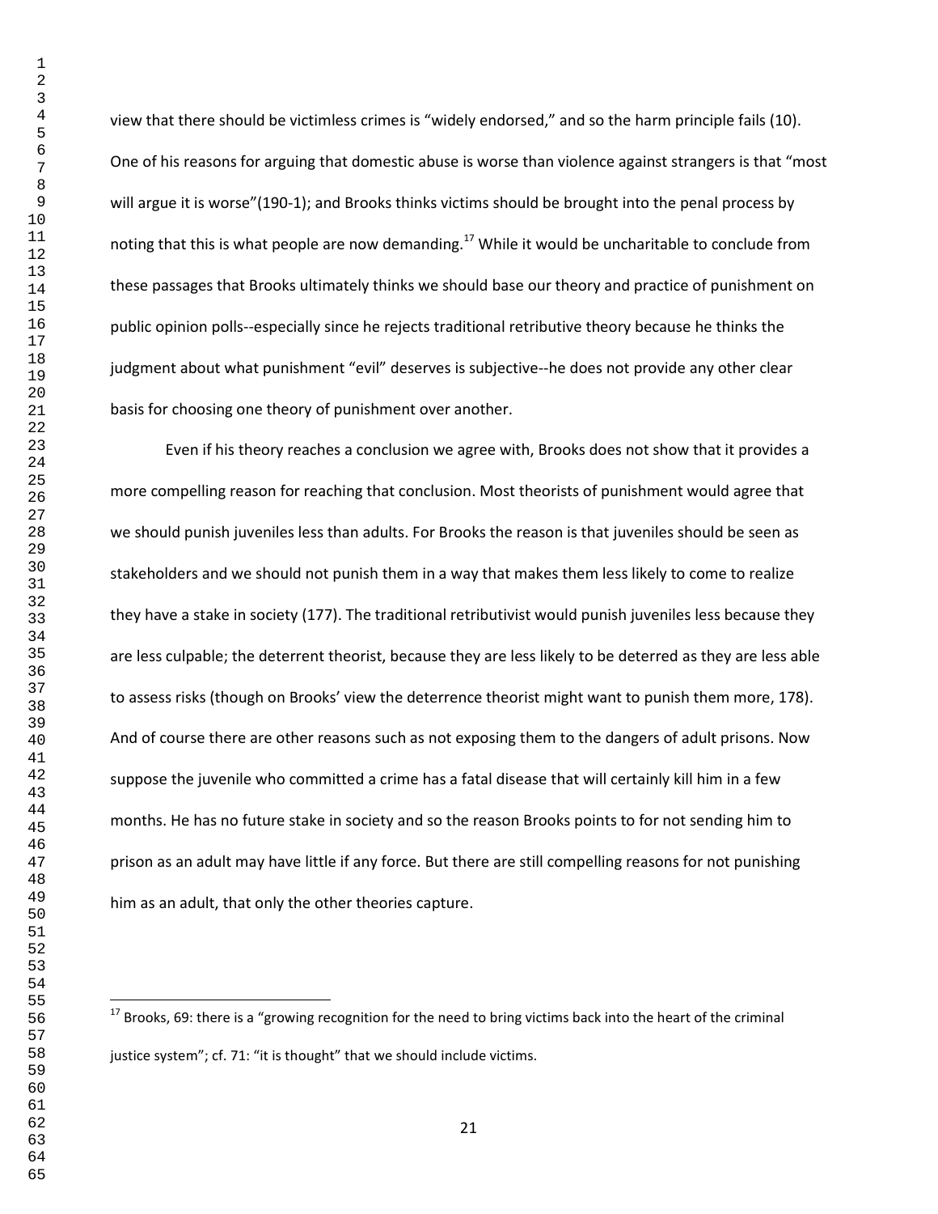view that there should be victimless crimes is "widely endorsed," and so the harm principle fails (10). One of his reasons for arguing that domestic abuse is worse than violence against strangers is that "most will argue it is worse"(190-1); and Brooks thinks victims should be brought into the penal process by noting that this is what people are now demanding.[17] While it would be uncharitable to conclude from these passages that Brooks ultimately thinks we should base our theory and practice of punishment on public opinion polls--especially since he rejects traditional retributive theory because he thinks the judgment about what punishment "evil" deserves is subjective--he does not provide any other clear basis for choosing one theory of punishment over another.

Even if his theory reaches a conclusion we agree with, Brooks does not show that it provides a more compelling reason for reaching that conclusion. Most theorists of punishment would agree that we should punish juveniles less than adults. For Brooks the reason is that juveniles should be seen as stakeholders and we should not punish them in a way that makes them less likely to come to realize they have a stake in society (177). The traditional retributivist would punish juveniles less because they are less culpable; the deterrent theorist, because they are less likely to be deterred as they are less able to assess risks (though on Brooks' view the deterrence theorist might want to punish them more, 178). And of course there are other reasons such as not exposing them to the dangers of adult prisons. Now suppose the juvenile who committed a crime has a fatal disease that will certainly kill him in a few months. He has no future stake in society and so the reason Brooks points to for not sending him to prison as an adult may have little if any force. But there are still compelling reasons for not punishing him as an adult, that only the other theories capture.

[17] Brooks, 69: there is a "growing recognition for the need to bring victims back into the heart of the criminal justice system"; cf. 71: "it is thought" that we should include victims.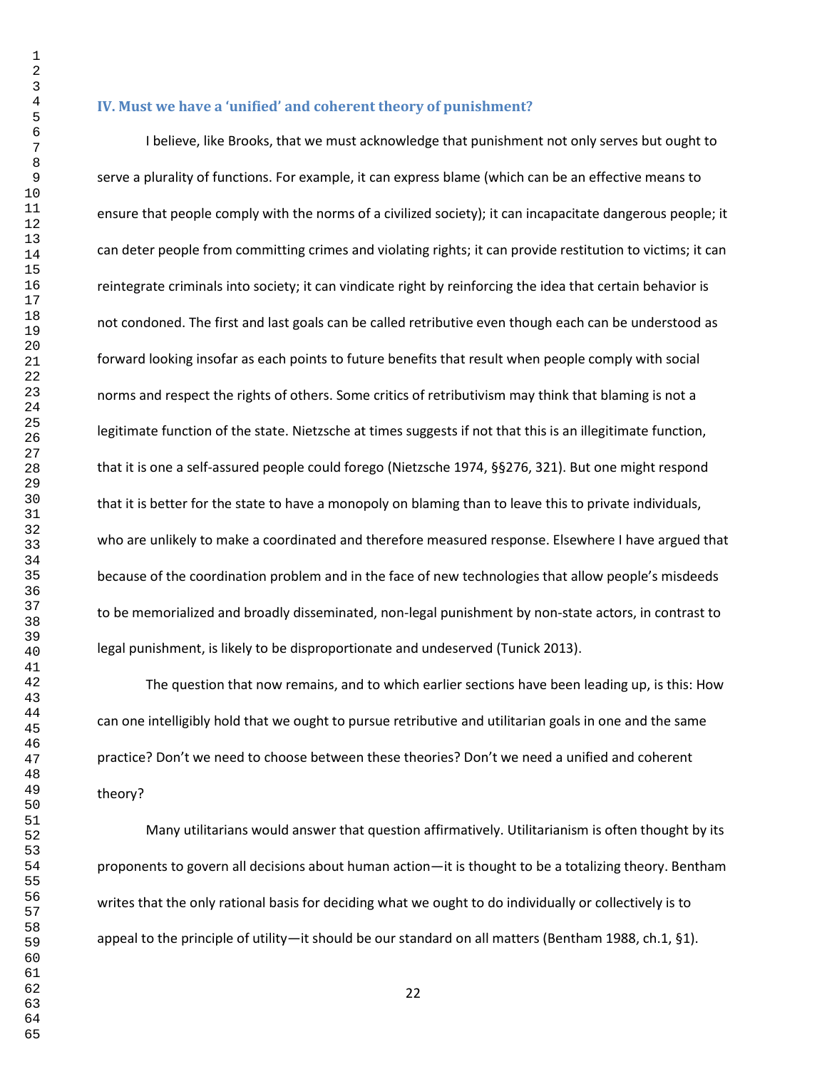### IV. Must we have a 'unified' and coherent theory of punishment?

I believe, like Brooks, that we must acknowledge that punishment not only serves but ought to serve a plurality of functions. For example, it can express blame (which can be an effective means to ensure that people comply with the norms of a civilized society); it can incapacitate dangerous people; it can deter people from committing crimes and violating rights; it can provide restitution to victims; it can reintegrate criminals into society; it can vindicate right by reinforcing the idea that certain behavior is not condoned. The first and last goals can be called retributive even though each can be understood as forward looking insofar as each points to future benefits that result when people comply with social norms and respect the rights of others. Some critics of retributivism may think that blaming is not a legitimate function of the state. Nietzsche at times suggests if not that this is an illegitimate function, that it is one a self-assured people could forego (Nietzsche 1974, §§276, 321). But one might respond that it is better for the state to have a monopoly on blaming than to leave this to private individuals, who are unlikely to make a coordinated and therefore measured response. Elsewhere I have argued that because of the coordination problem and in the face of new technologies that allow people's misdeeds to be memorialized and broadly disseminated, non-legal punishment by non-state actors, in contrast to legal punishment, is likely to be disproportionate and undeserved (Tunick 2013).

The question that now remains, and to which earlier sections have been leading up, is this: How can one intelligibly hold that we ought to pursue retributive and utilitarian goals in one and the same practice? Don't we need to choose between these theories? Don't we need a unified and coherent theory?

Many utilitarians would answer that question affirmatively. Utilitarianism is often thought by its proponents to govern all decisions about human action—it is thought to be a totalizing theory. Bentham writes that the only rational basis for deciding what we ought to do individually or collectively is to appeal to the principle of utility—it should be our standard on all matters (Bentham 1988, ch.1, §1).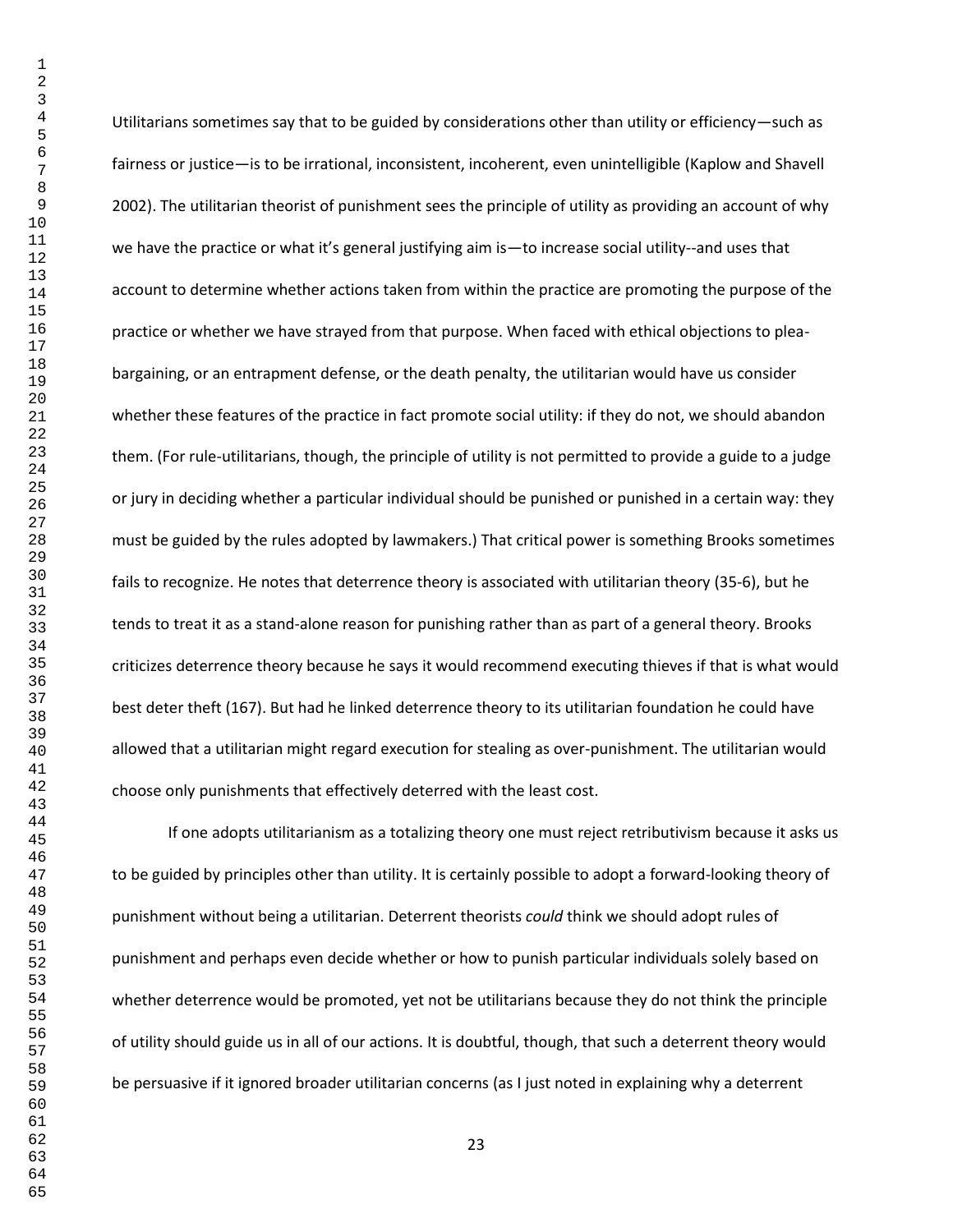Utilitarians sometimes say that to be guided by considerations other than utility or efficiency—such as fairness or justice—is to be irrational, inconsistent, incoherent, even unintelligible (Kaplow and Shavell 2002). The utilitarian theorist of punishment sees the principle of utility as providing an account of why we have the practice or what it's general justifying aim is—to increase social utility--and uses that account to determine whether actions taken from within the practice are promoting the purpose of the practice or whether we have strayed from that purpose. When faced with ethical objections to plea-bargaining, or an entrapment defense, or the death penalty, the utilitarian would have us consider whether these features of the practice in fact promote social utility: if they do not, we should abandon them. (For rule-utilitarians, though, the principle of utility is not permitted to provide a guide to a judge or jury in deciding whether a particular individual should be punished or punished in a certain way: they must be guided by the rules adopted by lawmakers.) That critical power is something Brooks sometimes fails to recognize. He notes that deterrence theory is associated with utilitarian theory (35-6), but he tends to treat it as a stand-alone reason for punishing rather than as part of a general theory. Brooks criticizes deterrence theory because he says it would recommend executing thieves if that is what would best deter theft (167). But had he linked deterrence theory to its utilitarian foundation he could have allowed that a utilitarian might regard execution for stealing as over-punishment. The utilitarian would choose only punishments that effectively deterred with the least cost.

If one adopts utilitarianism as a totalizing theory one must reject retributivism because it asks us to be guided by principles other than utility. It is certainly possible to adopt a forward-looking theory of punishment without being a utilitarian. Deterrent theorists *could* think we should adopt rules of punishment and perhaps even decide whether or how to punish particular individuals solely based on whether deterrence would be promoted, yet not be utilitarians because they do not think the principle of utility should guide us in all of our actions. It is doubtful, though, that such a deterrent theory would be persuasive if it ignored broader utilitarian concerns (as I just noted in explaining why a deterrent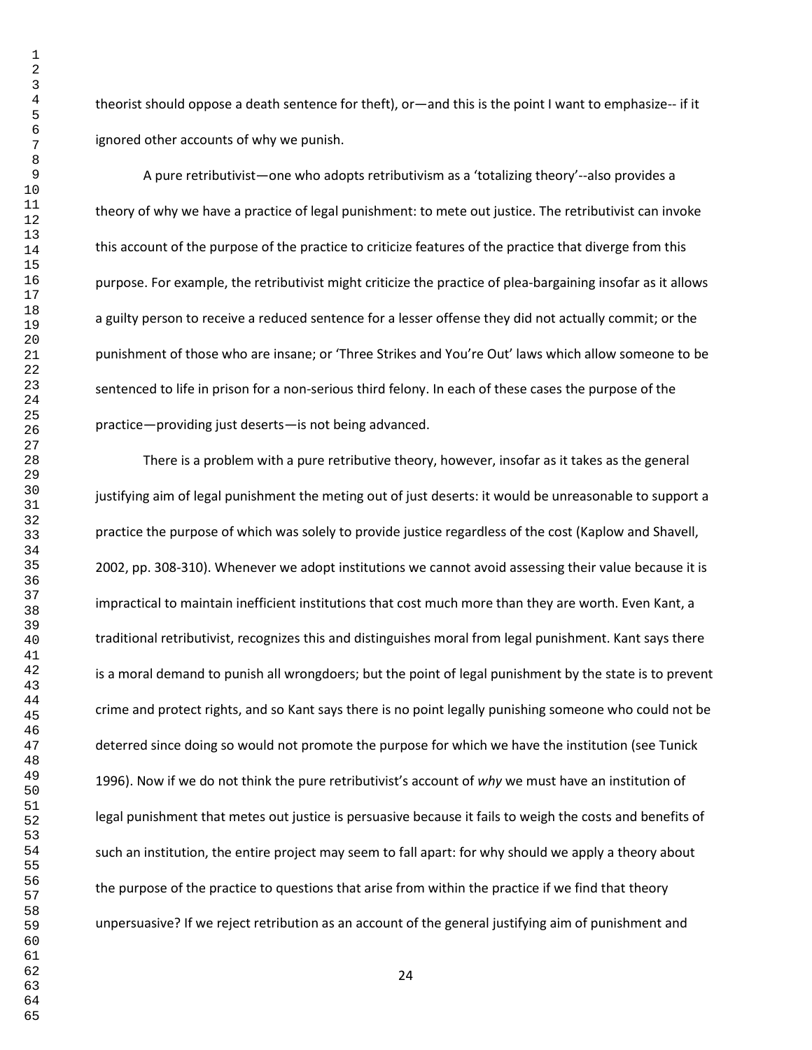theorist should oppose a death sentence for theft), or—and this is the point I want to emphasize-- if it ignored other accounts of why we punish.

A pure retributivist—one who adopts retributivism as a 'totalizing theory'--also provides a theory of why we have a practice of legal punishment: to mete out justice. The retributivist can invoke this account of the purpose of the practice to criticize features of the practice that diverge from this purpose. For example, the retributivist might criticize the practice of plea-bargaining insofar as it allows a guilty person to receive a reduced sentence for a lesser offense they did not actually commit; or the punishment of those who are insane; or 'Three Strikes and You're Out' laws which allow someone to be sentenced to life in prison for a non-serious third felony. In each of these cases the purpose of the practice—providing just deserts—is not being advanced.

There is a problem with a pure retributive theory, however, insofar as it takes as the general justifying aim of legal punishment the meting out of just deserts: it would be unreasonable to support a practice the purpose of which was solely to provide justice regardless of the cost (Kaplow and Shavell, 2002, pp. 308-310). Whenever we adopt institutions we cannot avoid assessing their value because it is impractical to maintain inefficient institutions that cost much more than they are worth. Even Kant, a traditional retributivist, recognizes this and distinguishes moral from legal punishment. Kant says there is a moral demand to punish all wrongdoers; but the point of legal punishment by the state is to prevent crime and protect rights, and so Kant says there is no point legally punishing someone who could not be deterred since doing so would not promote the purpose for which we have the institution (see Tunick 1996). Now if we do not think the pure retributivist's account of *why* we must have an institution of legal punishment that metes out justice is persuasive because it fails to weigh the costs and benefits of such an institution, the entire project may seem to fall apart: for why should we apply a theory about the purpose of the practice to questions that arise from within the practice if we find that theory unpersuasive? If we reject retribution as an account of the general justifying aim of punishment and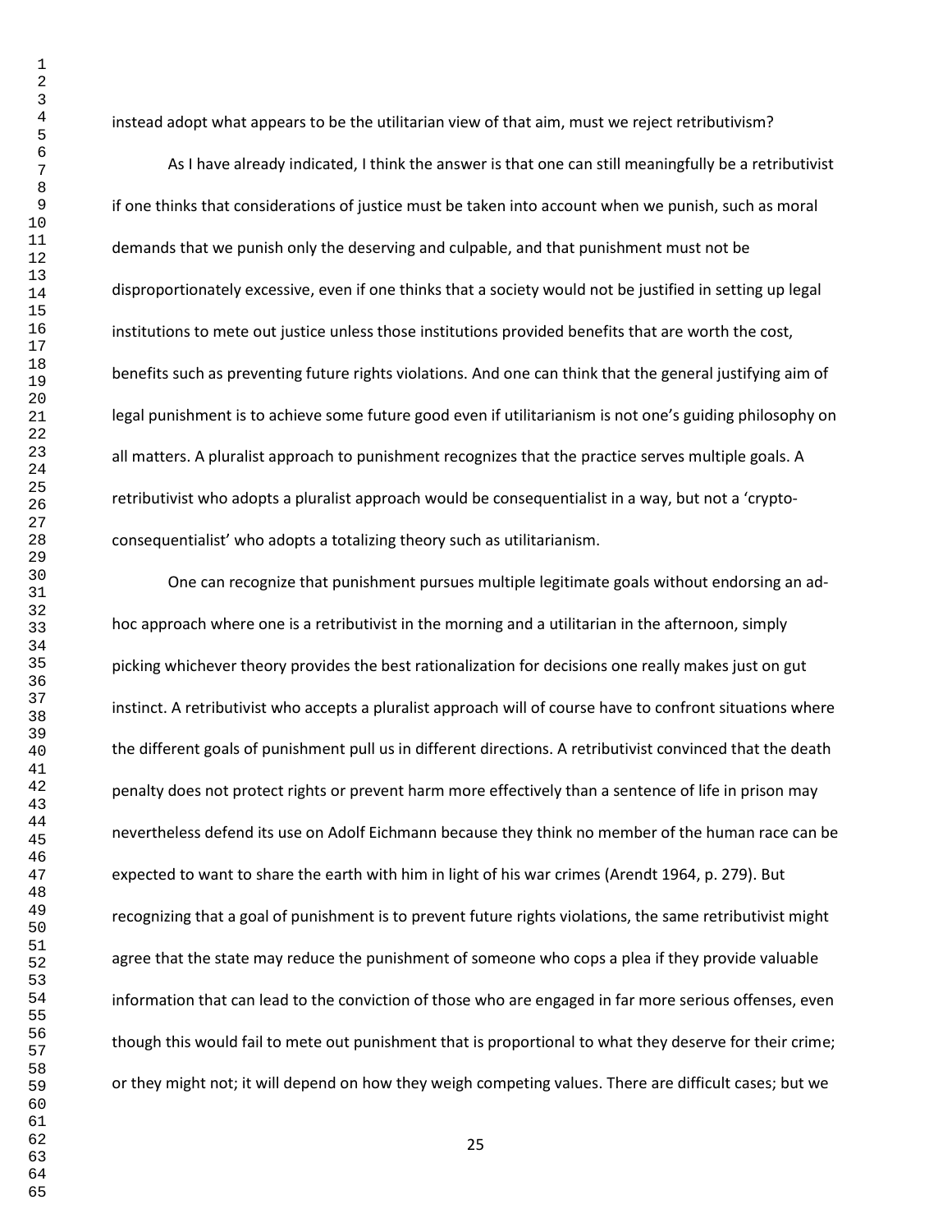instead adopt what appears to be the utilitarian view of that aim, must we reject retributivism?

As I have already indicated, I think the answer is that one can still meaningfully be a retributivist if one thinks that considerations of justice must be taken into account when we punish, such as moral demands that we punish only the deserving and culpable, and that punishment must not be disproportionately excessive, even if one thinks that a society would not be justified in setting up legal institutions to mete out justice unless those institutions provided benefits that are worth the cost, benefits such as preventing future rights violations. And one can think that the general justifying aim of legal punishment is to achieve some future good even if utilitarianism is not one's guiding philosophy on all matters. A pluralist approach to punishment recognizes that the practice serves multiple goals. A retributivist who adopts a pluralist approach would be consequentialist in a way, but not a 'crypto-consequentialist' who adopts a totalizing theory such as utilitarianism.

One can recognize that punishment pursues multiple legitimate goals without endorsing an ad-hoc approach where one is a retributivist in the morning and a utilitarian in the afternoon, simply picking whichever theory provides the best rationalization for decisions one really makes just on gut instinct. A retributivist who accepts a pluralist approach will of course have to confront situations where the different goals of punishment pull us in different directions. A retributivist convinced that the death penalty does not protect rights or prevent harm more effectively than a sentence of life in prison may nevertheless defend its use on Adolf Eichmann because they think no member of the human race can be expected to want to share the earth with him in light of his war crimes (Arendt 1964, p. 279). But recognizing that a goal of punishment is to prevent future rights violations, the same retributivist might agree that the state may reduce the punishment of someone who cops a plea if they provide valuable information that can lead to the conviction of those who are engaged in far more serious offenses, even though this would fail to mete out punishment that is proportional to what they deserve for their crime; or they might not; it will depend on how they weigh competing values. There are difficult cases; but we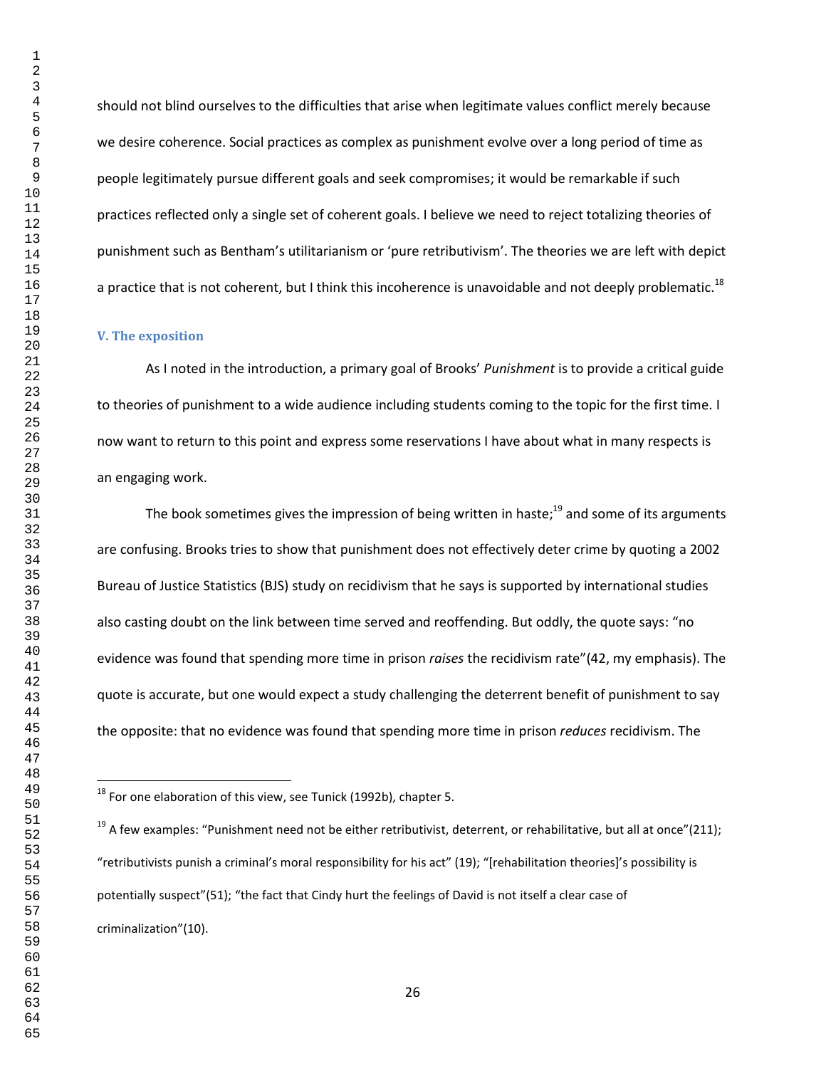should not blind ourselves to the difficulties that arise when legitimate values conflict merely because we desire coherence. Social practices as complex as punishment evolve over a long period of time as people legitimately pursue different goals and seek compromises; it would be remarkable if such practices reflected only a single set of coherent goals. I believe we need to reject totalizing theories of punishment such as Bentham's utilitarianism or 'pure retributivism'. The theories we are left with depict a practice that is not coherent, but I think this incoherence is unavoidable and not deeply problematic.[18]

## V. The exposition

As I noted in the introduction, a primary goal of Brooks' *Punishment* is to provide a critical guide to theories of punishment to a wide audience including students coming to the topic for the first time. I now want to return to this point and express some reservations I have about what in many respects is an engaging work.

The book sometimes gives the impression of being written in haste;[19] and some of its arguments are confusing. Brooks tries to show that punishment does not effectively deter crime by quoting a 2002 Bureau of Justice Statistics (BJS) study on recidivism that he says is supported by international studies also casting doubt on the link between time served and reoffending. But oddly, the quote says: "no evidence was found that spending more time in prison *raises* the recidivism rate"(42, my emphasis). The quote is accurate, but one would expect a study challenging the deterrent benefit of punishment to say the opposite: that no evidence was found that spending more time in prison *reduces* recidivism. The

---

[18] For one elaboration of this view, see Tunick (1992b), chapter 5.

[19] A few examples: "Punishment need not be either retributivist, deterrent, or rehabilitative, but all at once"(211); "retributivists punish a criminal's moral responsibility for his act" (19); "[rehabilitation theories]'s possibility is potentially suspect"(51); "the fact that Cindy hurt the feelings of David is not itself a clear case of criminalization"(10).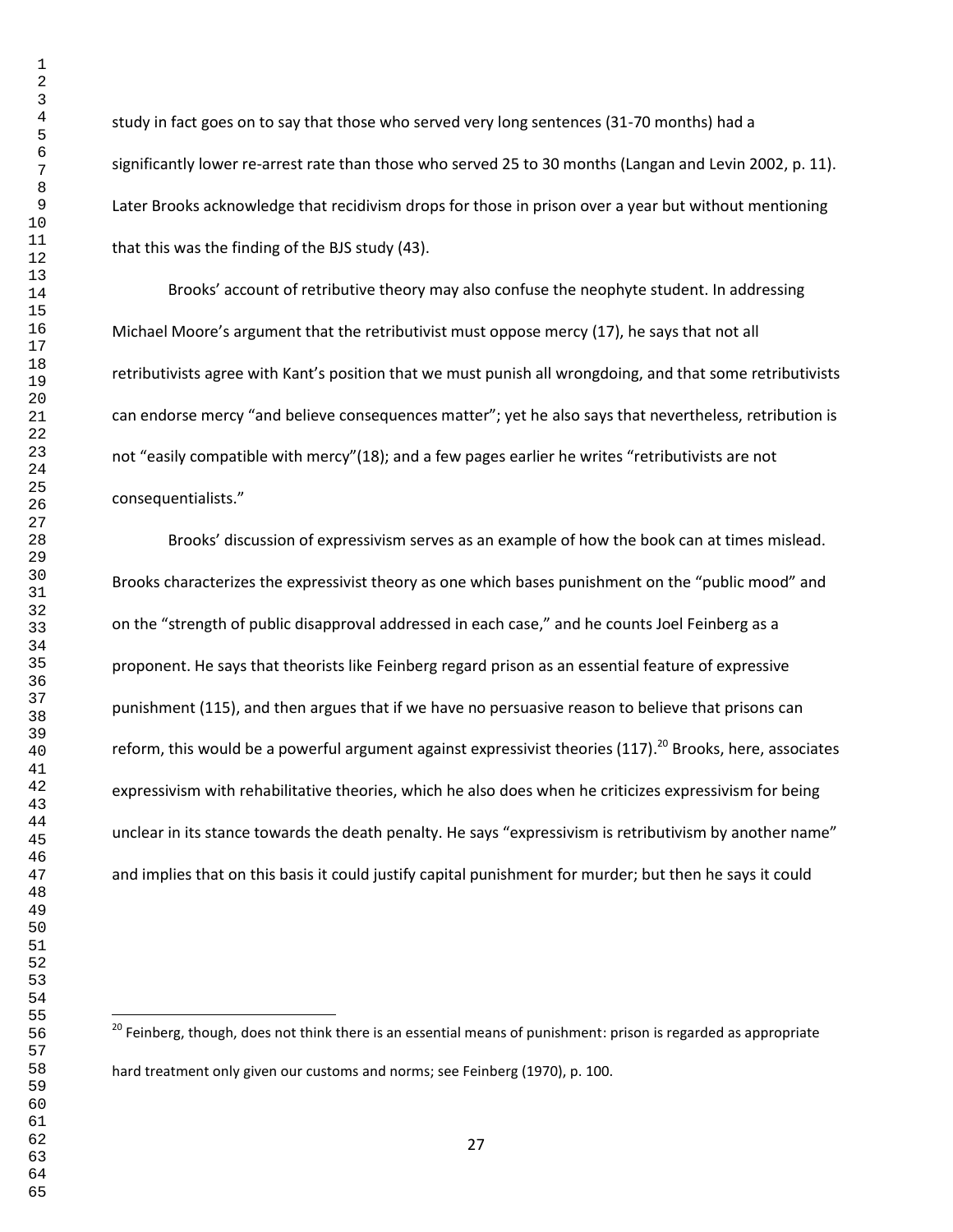study in fact goes on to say that those who served very long sentences (31-70 months) had a significantly lower re-arrest rate than those who served 25 to 30 months (Langan and Levin 2002, p. 11). Later Brooks acknowledge that recidivism drops for those in prison over a year but without mentioning that this was the finding of the BJS study (43).

Brooks' account of retributive theory may also confuse the neophyte student. In addressing Michael Moore's argument that the retributivist must oppose mercy (17), he says that not all retributivists agree with Kant's position that we must punish all wrongdoing, and that some retributivists can endorse mercy "and believe consequences matter"; yet he also says that nevertheless, retribution is not "easily compatible with mercy"(18); and a few pages earlier he writes "retributivists are not consequentialists."

Brooks' discussion of expressivism serves as an example of how the book can at times mislead. Brooks characterizes the expressivist theory as one which bases punishment on the "public mood" and on the "strength of public disapproval addressed in each case," and he counts Joel Feinberg as a proponent. He says that theorists like Feinberg regard prison as an essential feature of expressive punishment (115), and then argues that if we have no persuasive reason to believe that prisons can reform, this would be a powerful argument against expressivist theories (117).[20] Brooks, here, associates expressivism with rehabilitative theories, which he also does when he criticizes expressivism for being unclear in its stance towards the death penalty. He says "expressivism is retributivism by another name" and implies that on this basis it could justify capital punishment for murder; but then he says it could

[20] Feinberg, though, does not think there is an essential means of punishment: prison is regarded as appropriate hard treatment only given our customs and norms; see Feinberg (1970), p. 100.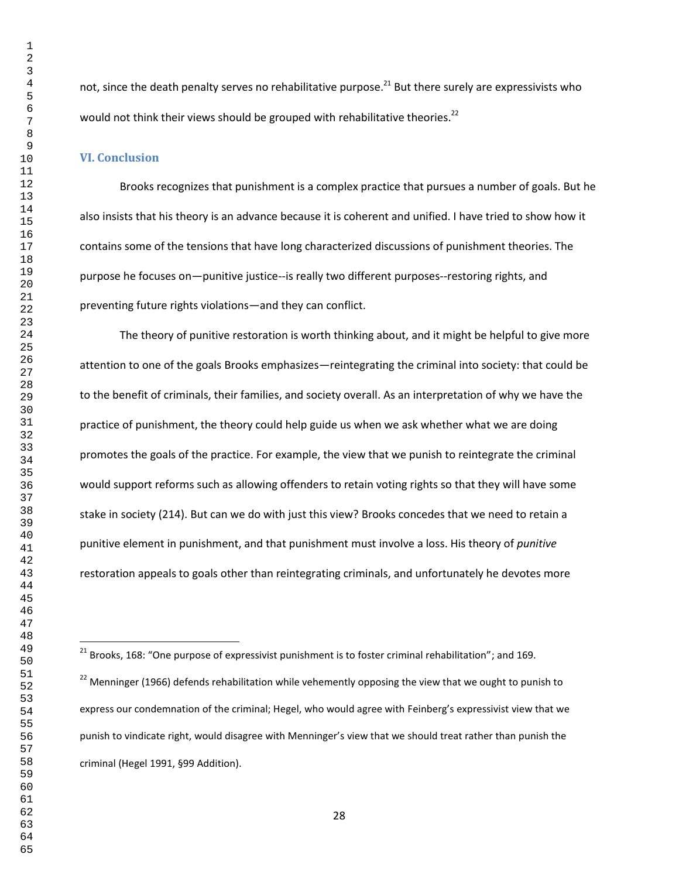not, since the death penalty serves no rehabilitative purpose.[21] But there surely are expressivists who would not think their views should be grouped with rehabilitative theories.[22]

## VI. Conclusion

Brooks recognizes that punishment is a complex practice that pursues a number of goals. But he also insists that his theory is an advance because it is coherent and unified. I have tried to show how it contains some of the tensions that have long characterized discussions of punishment theories. The purpose he focuses on—punitive justice--is really two different purposes--restoring rights, and preventing future rights violations—and they can conflict.

The theory of punitive restoration is worth thinking about, and it might be helpful to give more attention to one of the goals Brooks emphasizes—reintegrating the criminal into society: that could be to the benefit of criminals, their families, and society overall. As an interpretation of why we have the practice of punishment, the theory could help guide us when we ask whether what we are doing promotes the goals of the practice. For example, the view that we punish to reintegrate the criminal would support reforms such as allowing offenders to retain voting rights so that they will have some stake in society (214). But can we do with just this view? Brooks concedes that we need to retain a punitive element in punishment, and that punishment must involve a loss. His theory of *punitive* restoration appeals to goals other than reintegrating criminals, and unfortunately he devotes more

---

[21] Brooks, 168: "One purpose of expressivist punishment is to foster criminal rehabilitation"; and 169.

[22] Menninger (1966) defends rehabilitation while vehemently opposing the view that we ought to punish to express our condemnation of the criminal; Hegel, who would agree with Feinberg's expressivist view that we punish to vindicate right, would disagree with Menninger's view that we should treat rather than punish the criminal (Hegel 1991, §99 Addition).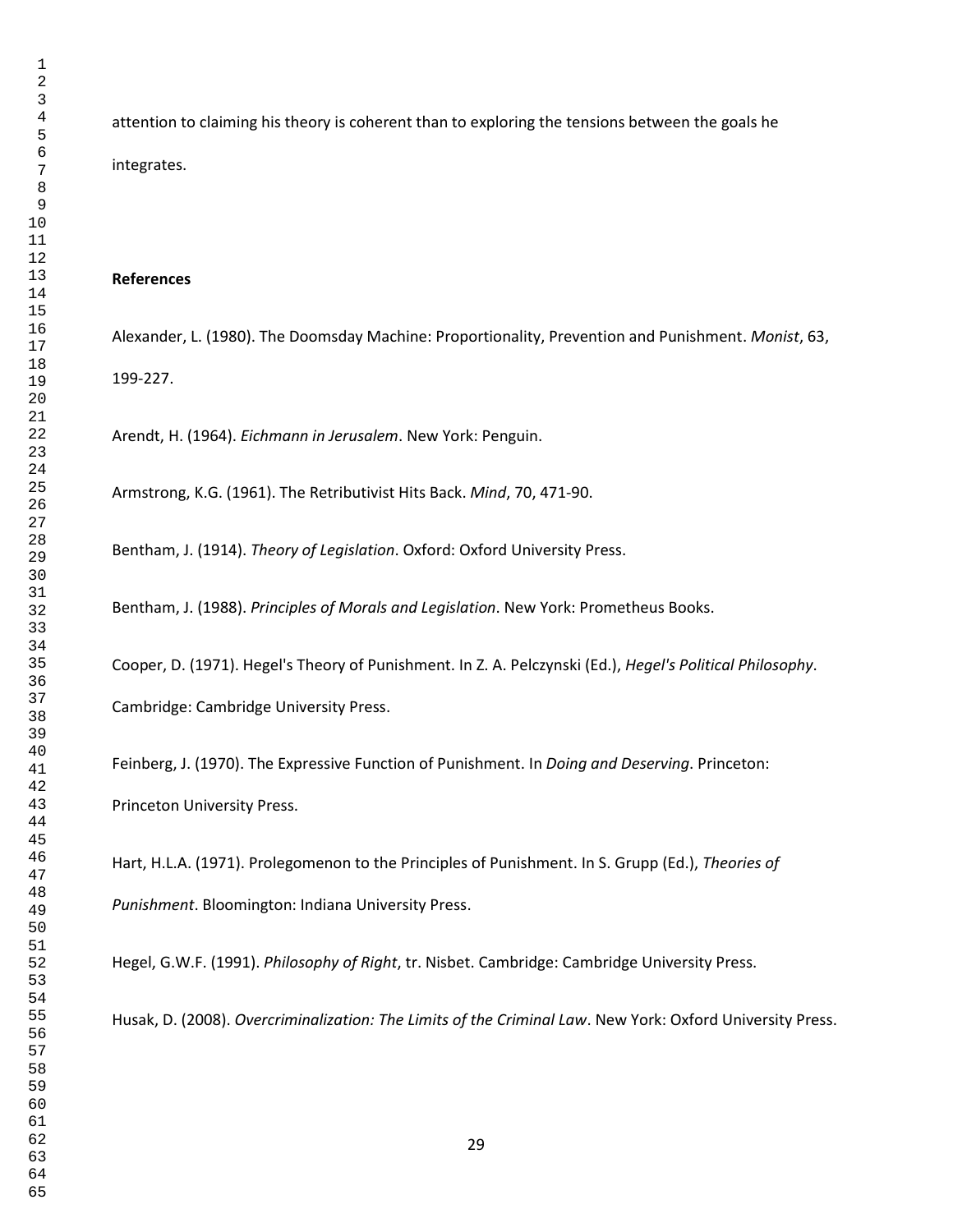attention to claiming his theory is coherent than to exploring the tensions between the goals he integrates.

## References

Alexander, L. (1980). The Doomsday Machine: Proportionality, Prevention and Punishment. *Monist*, 63, 199-227.

Arendt, H. (1964). *Eichmann in Jerusalem*. New York: Penguin.

Armstrong, K.G. (1961). The Retributivist Hits Back. *Mind*, 70, 471-90.

Bentham, J. (1914). *Theory of Legislation*. Oxford: Oxford University Press.

Bentham, J. (1988). *Principles of Morals and Legislation*. New York: Prometheus Books.

Cooper, D. (1971). Hegel's Theory of Punishment. In Z. A. Pelczynski (Ed.), *Hegel's Political Philosophy*. Cambridge: Cambridge University Press.

Feinberg, J. (1970). The Expressive Function of Punishment. In *Doing and Deserving*. Princeton: Princeton University Press.

Hart, H.L.A. (1971). Prolegomenon to the Principles of Punishment. In S. Grupp (Ed.), *Theories of Punishment*. Bloomington: Indiana University Press.

Hegel, G.W.F. (1991). *Philosophy of Right*, tr. Nisbet. Cambridge: Cambridge University Press.

Husak, D. (2008). *Overcriminalization: The Limits of the Criminal Law*. New York: Oxford University Press.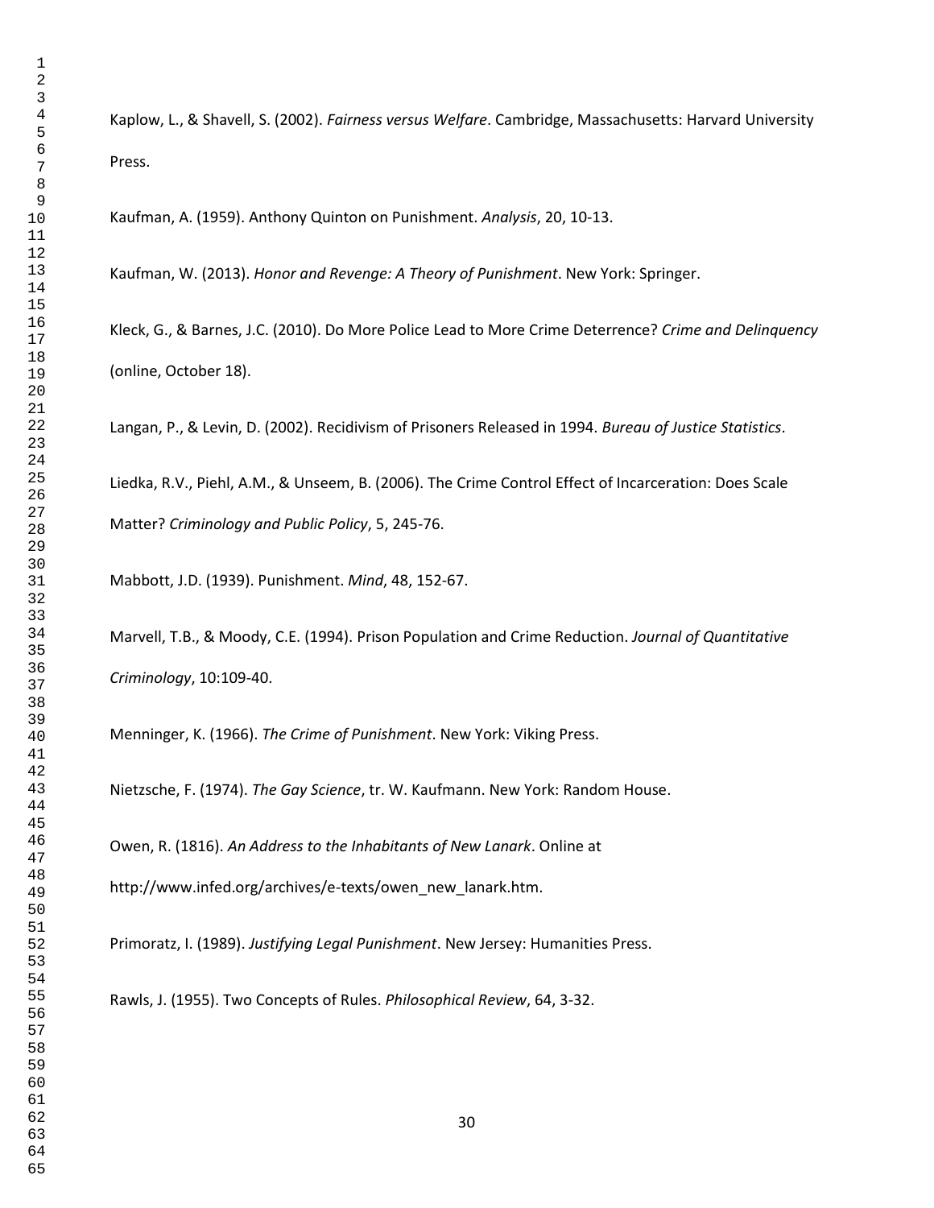Kaplow, L., & Shavell, S. (2002). *Fairness versus Welfare*. Cambridge, Massachusetts: Harvard University Press.

Kaufman, A. (1959). Anthony Quinton on Punishment. *Analysis*, 20, 10-13.

Kaufman, W. (2013). *Honor and Revenge: A Theory of Punishment*. New York: Springer.

Kleck, G., & Barnes, J.C. (2010). Do More Police Lead to More Crime Deterrence? *Crime and Delinquency* (online, October 18).

Langan, P., & Levin, D. (2002). Recidivism of Prisoners Released in 1994. *Bureau of Justice Statistics*.

Liedka, R.V., Piehl, A.M., & Unseem, B. (2006). The Crime Control Effect of Incarceration: Does Scale Matter? *Criminology and Public Policy*, 5, 245-76.

Mabbott, J.D. (1939). Punishment. *Mind*, 48, 152-67.

Marvell, T.B., & Moody, C.E. (1994). Prison Population and Crime Reduction. *Journal of Quantitative Criminology*, 10:109-40.

Menninger, K. (1966). *The Crime of Punishment*. New York: Viking Press.

Nietzsche, F. (1974). *The Gay Science*, tr. W. Kaufmann. New York: Random House.

Owen, R. (1816). *An Address to the Inhabitants of New Lanark*. Online at http://www.infed.org/archives/e-texts/owen_new_lanark.htm.

Primoratz, I. (1989). *Justifying Legal Punishment*. New Jersey: Humanities Press.

Rawls, J. (1955). Two Concepts of Rules. *Philosophical Review*, 64, 3-32.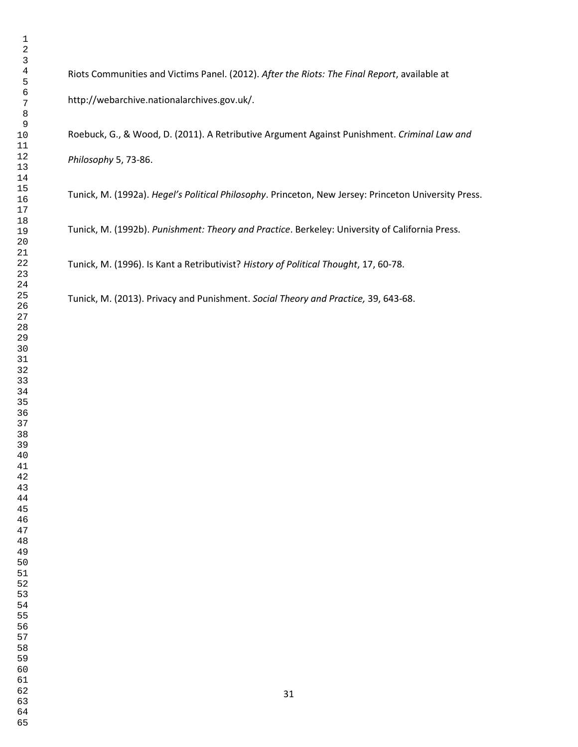Riots Communities and Victims Panel. (2012). *After the Riots: The Final Report*, available at http://webarchive.nationalarchives.gov.uk/.

Roebuck, G., & Wood, D. (2011). A Retributive Argument Against Punishment. *Criminal Law and Philosophy* 5, 73-86.

Tunick, M. (1992a). *Hegel's Political Philosophy*. Princeton, New Jersey: Princeton University Press.

Tunick, M. (1992b). *Punishment: Theory and Practice*. Berkeley: University of California Press.

Tunick, M. (1996). Is Kant a Retributivist? *History of Political Thought*, 17, 60-78.

Tunick, M. (2013). Privacy and Punishment. *Social Theory and Practice,* 39, 643-68.